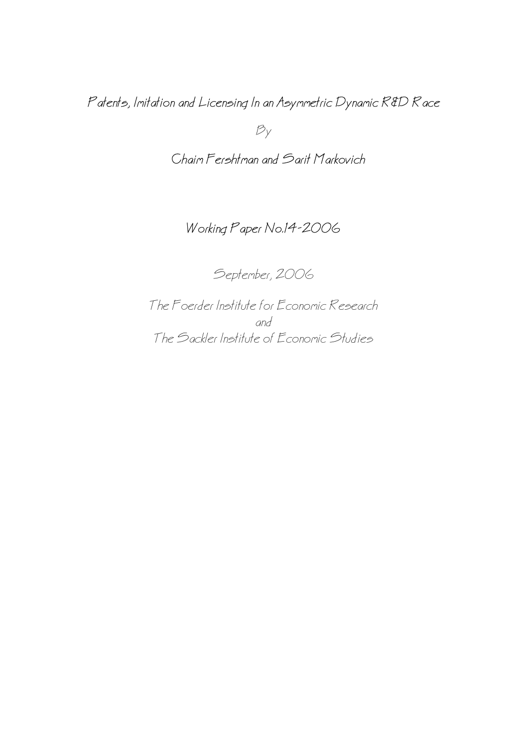# Patents, Imitation and Licensing In an Asymmetric Dynamic R&D Race

By

Chaim Fershtman and Sarit Markovich

Working Paper No.14-2006

September, 2006

The Foerder Institute for Economic Research
and
The Sackler Institute of Economic Studies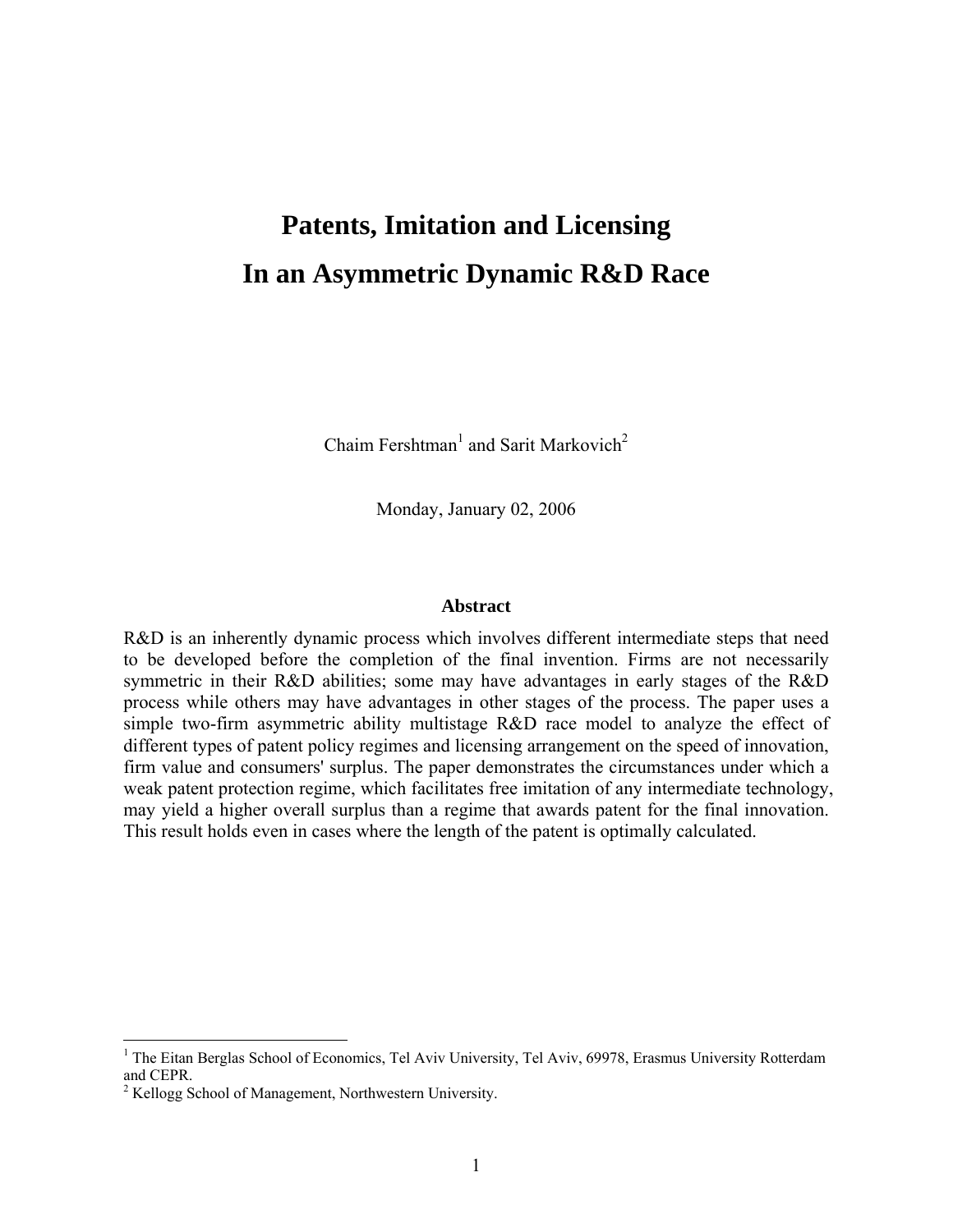# Patents, Imitation and Licensing In an Asymmetric Dynamic R&D Race

Chaim Fershtman[1] and Sarit Markovich[2]

Monday, January 02, 2006

### Abstract

R&D is an inherently dynamic process which involves different intermediate steps that need to be developed before the completion of the final invention. Firms are not necessarily symmetric in their R&D abilities; some may have advantages in early stages of the R&D process while others may have advantages in other stages of the process. The paper uses a simple two-firm asymmetric ability multistage R&D race model to analyze the effect of different types of patent policy regimes and licensing arrangement on the speed of innovation, firm value and consumers' surplus. The paper demonstrates the circumstances under which a weak patent protection regime, which facilitates free imitation of any intermediate technology, may yield a higher overall surplus than a regime that awards patent for the final innovation. This result holds even in cases where the length of the patent is optimally calculated.

---

[1] The Eitan Berglas School of Economics, Tel Aviv University, Tel Aviv, 69978, Erasmus University Rotterdam and CEPR.

[2] Kellogg School of Management, Northwestern University.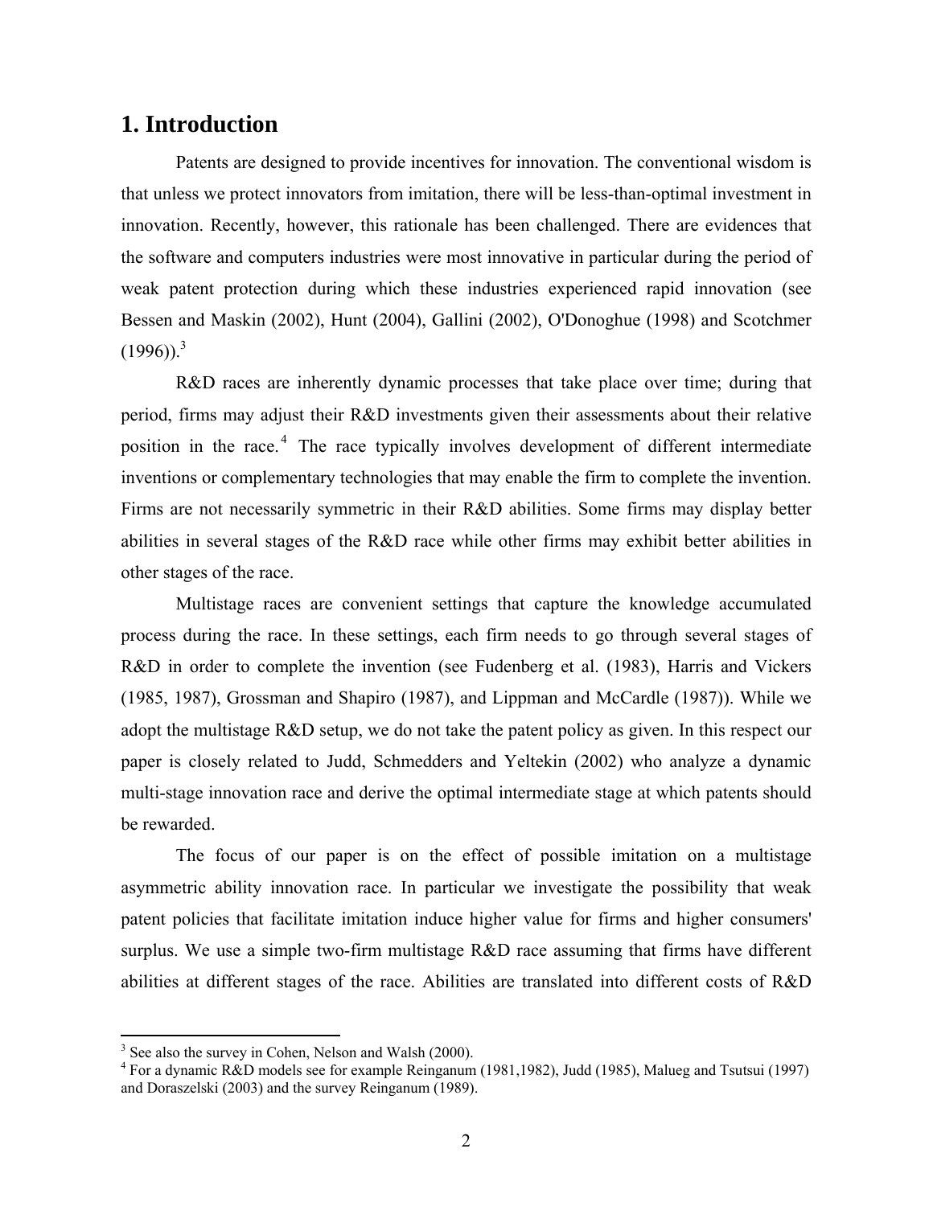# 1. Introduction

Patents are designed to provide incentives for innovation. The conventional wisdom is that unless we protect innovators from imitation, there will be less-than-optimal investment in innovation. Recently, however, this rationale has been challenged. There are evidences that the software and computers industries were most innovative in particular during the period of weak patent protection during which these industries experienced rapid innovation (see Bessen and Maskin (2002), Hunt (2004), Gallini (2002), O'Donoghue (1998) and Scotchmer (1996)).[3]

R&D races are inherently dynamic processes that take place over time; during that period, firms may adjust their R&D investments given their assessments about their relative position in the race.[4] The race typically involves development of different intermediate inventions or complementary technologies that may enable the firm to complete the invention. Firms are not necessarily symmetric in their R&D abilities. Some firms may display better abilities in several stages of the R&D race while other firms may exhibit better abilities in other stages of the race.

Multistage races are convenient settings that capture the knowledge accumulated process during the race. In these settings, each firm needs to go through several stages of R&D in order to complete the invention (see Fudenberg et al. (1983), Harris and Vickers (1985, 1987), Grossman and Shapiro (1987), and Lippman and McCardle (1987)). While we adopt the multistage R&D setup, we do not take the patent policy as given. In this respect our paper is closely related to Judd, Schmedders and Yeltekin (2002) who analyze a dynamic multi-stage innovation race and derive the optimal intermediate stage at which patents should be rewarded.

The focus of our paper is on the effect of possible imitation on a multistage asymmetric ability innovation race. In particular we investigate the possibility that weak patent policies that facilitate imitation induce higher value for firms and higher consumers' surplus. We use a simple two-firm multistage R&D race assuming that firms have different abilities at different stages of the race. Abilities are translated into different costs of R&D

[3] See also the survey in Cohen, Nelson and Walsh (2000).

[4] For a dynamic R&D models see for example Reinganum (1981,1982), Judd (1985), Malueg and Tsutsui (1997) and Doraszelski (2003) and the survey Reinganum (1989).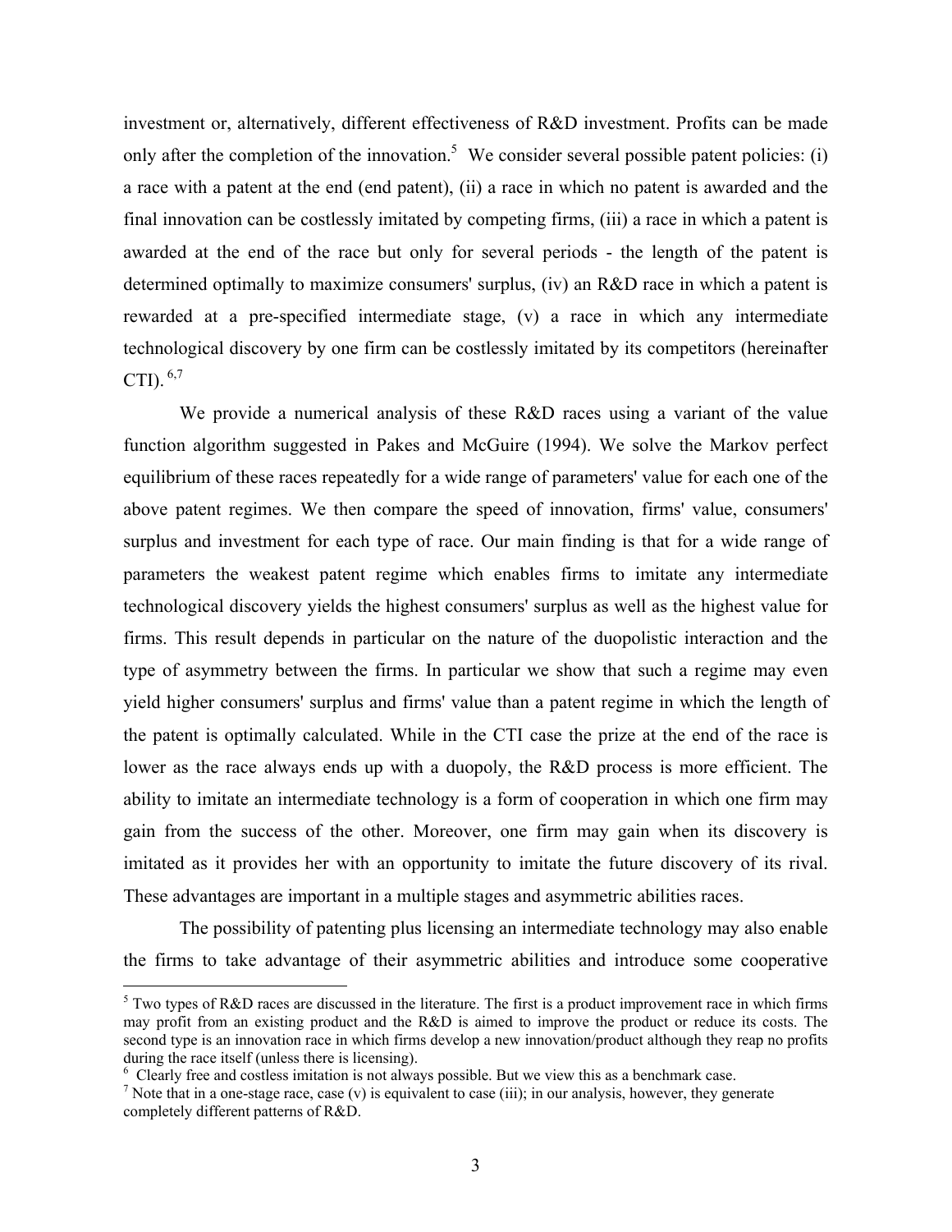investment or, alternatively, different effectiveness of R&D investment. Profits can be made only after the completion of the innovation.[5] We consider several possible patent policies: (i) a race with a patent at the end (end patent), (ii) a race in which no patent is awarded and the final innovation can be costlessly imitated by competing firms, (iii) a race in which a patent is awarded at the end of the race but only for several periods - the length of the patent is determined optimally to maximize consumers' surplus, (iv) an R&D race in which a patent is rewarded at a pre-specified intermediate stage, (v) a race in which any intermediate technological discovery by one firm can be costlessly imitated by its competitors (hereinafter CTI). [6,7]

We provide a numerical analysis of these R&D races using a variant of the value function algorithm suggested in Pakes and McGuire (1994). We solve the Markov perfect equilibrium of these races repeatedly for a wide range of parameters' value for each one of the above patent regimes. We then compare the speed of innovation, firms' value, consumers' surplus and investment for each type of race. Our main finding is that for a wide range of parameters the weakest patent regime which enables firms to imitate any intermediate technological discovery yields the highest consumers' surplus as well as the highest value for firms. This result depends in particular on the nature of the duopolistic interaction and the type of asymmetry between the firms. In particular we show that such a regime may even yield higher consumers' surplus and firms' value than a patent regime in which the length of the patent is optimally calculated. While in the CTI case the prize at the end of the race is lower as the race always ends up with a duopoly, the R&D process is more efficient. The ability to imitate an intermediate technology is a form of cooperation in which one firm may gain from the success of the other. Moreover, one firm may gain when its discovery is imitated as it provides her with an opportunity to imitate the future discovery of its rival. These advantages are important in a multiple stages and asymmetric abilities races.

The possibility of patenting plus licensing an intermediate technology may also enable the firms to take advantage of their asymmetric abilities and introduce some cooperative

---

[5] Two types of R&D races are discussed in the literature. The first is a product improvement race in which firms may profit from an existing product and the R&D is aimed to improve the product or reduce its costs. The second type is an innovation race in which firms develop a new innovation/product although they reap no profits during the race itself (unless there is licensing).

[6] Clearly free and costless imitation is not always possible. But we view this as a benchmark case.

[7] Note that in a one-stage race, case (v) is equivalent to case (iii); in our analysis, however, they generate completely different patterns of R&D.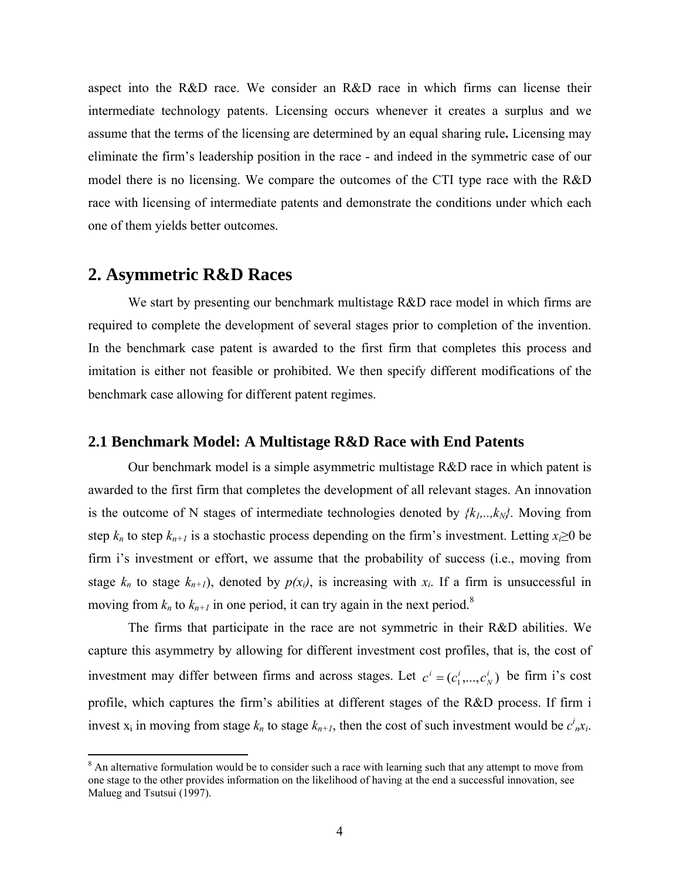aspect into the R&D race. We consider an R&D race in which firms can license their intermediate technology patents. Licensing occurs whenever it creates a surplus and we assume that the terms of the licensing are determined by an equal sharing rule**.** Licensing may eliminate the firm's leadership position in the race - and indeed in the symmetric case of our model there is no licensing. We compare the outcomes of the CTI type race with the R&D race with licensing of intermediate patents and demonstrate the conditions under which each one of them yields better outcomes.

## 2. Asymmetric R&D Races

We start by presenting our benchmark multistage R&D race model in which firms are required to complete the development of several stages prior to completion of the invention. In the benchmark case patent is awarded to the first firm that completes this process and imitation is either not feasible or prohibited. We then specify different modifications of the benchmark case allowing for different patent regimes.

### 2.1 Benchmark Model: A Multistage R&D Race with End Patents

Our benchmark model is a simple asymmetric multistage R&D race in which patent is awarded to the first firm that completes the development of all relevant stages. An innovation is the outcome of N stages of intermediate technologies denoted by $\{k_1,..,k_N\}$. Moving from step $k_n$ to step $k_{n+1}$ is a stochastic process depending on the firm's investment. Letting $x_i \geq 0$ be firm i's investment or effort, we assume that the probability of success (i.e., moving from stage $k_n$ to stage $k_{n+1}$), denoted by $p(x_i)$, is increasing with $x_i$. If a firm is unsuccessful in moving from $k_n$ to $k_{n+1}$ in one period, it can try again in the next period.[8]

The firms that participate in the race are not symmetric in their R&D abilities. We capture this asymmetry by allowing for different investment cost profiles, that is, the cost of investment may differ between firms and across stages. Let $c^i = (c_1^i,...,c_N^i)$ be firm i's cost profile, which captures the firm's abilities at different stages of the R&D process. If firm i invest $x_i$ in moving from stage $k_n$ to stage $k_{n+1}$, then the cost of such investment would be $c^i_n x_i$.

[8] An alternative formulation would be to consider such a race with learning such that any attempt to move from one stage to the other provides information on the likelihood of having at the end a successful innovation, see Malueg and Tsutsui (1997).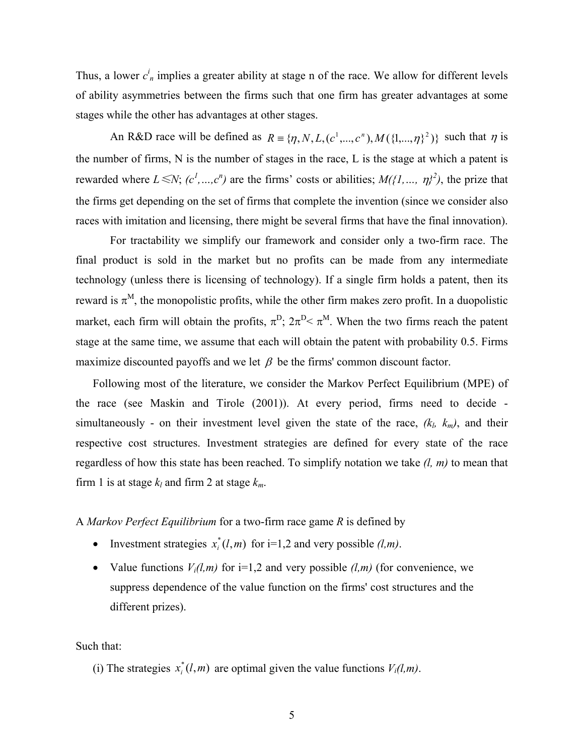Thus, a lower $c^i_n$ implies a greater ability at stage n of the race. We allow for different levels of ability asymmetries between the firms such that one firm has greater advantages at some stages while the other has advantages at other stages.

An R&D race will be defined as $R \equiv \{\eta, N, L, (c^1,...,c^n), M(\{1,...,\eta\}^2)\}$ such that $\eta$ is the number of firms, N is the number of stages in the race, L is the stage at which a patent is rewarded where $L \leqslant N$; $(c^1,...,c^n)$ are the firms' costs or abilities; $M(\{1,..., \eta\}^2)$, the prize that the firms get depending on the set of firms that complete the invention (since we consider also races with imitation and licensing, there might be several firms that have the final innovation).

For tractability we simplify our framework and consider only a two-firm race. The final product is sold in the market but no profits can be made from any intermediate technology (unless there is licensing of technology). If a single firm holds a patent, then its reward is $\pi^M$, the monopolistic profits, while the other firm makes zero profit. In a duopolistic market, each firm will obtain the profits, $\pi^D$; $2\pi^D < \pi^M$. When the two firms reach the patent stage at the same time, we assume that each will obtain the patent with probability 0.5. Firms maximize discounted payoffs and we let $\beta$ be the firms' common discount factor.

Following most of the literature, we consider the Markov Perfect Equilibrium (MPE) of the race (see Maskin and Tirole (2001)). At every period, firms need to decide - simultaneously - on their investment level given the state of the race, $(k_l, k_m)$, and their respective cost structures. Investment strategies are defined for every state of the race regardless of how this state has been reached. To simplify notation we take $(l, m)$ to mean that firm 1 is at stage $k_l$ and firm 2 at stage $k_m$.

A *Markov Perfect Equilibrium* for a two-firm race game *R* is defined by

- Investment strategies $x_i^*(l,m)$ for i=1,2 and very possible $(l,m)$.
- Value functions $V_i(l,m)$ for i=1,2 and very possible $(l,m)$ (for convenience, we suppress dependence of the value function on the firms' cost structures and the different prizes).

Such that:

(i) The strategies $x_i^*(l,m)$ are optimal given the value functions $V_i(l,m)$.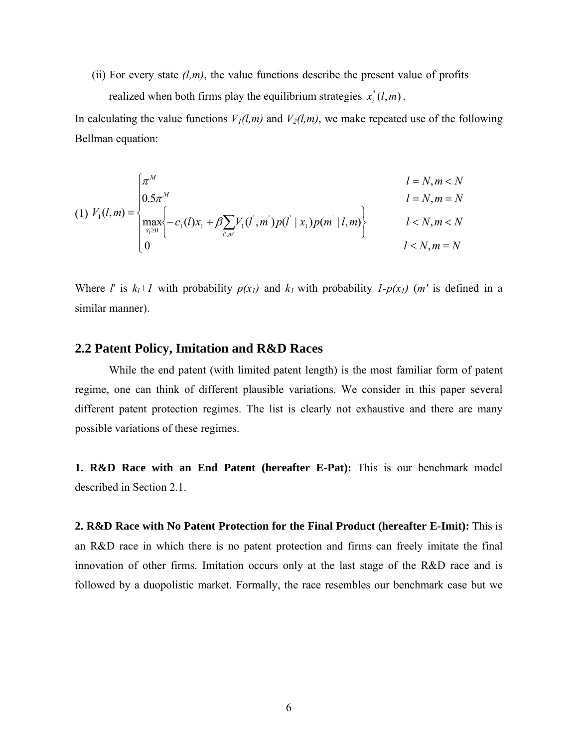(ii) For every state *(l,m)*, the value functions describe the present value of profits realized when both firms play the equilibrium strategies $x_i^*(l,m)$.

In calculating the value functions $V_1(l,m)$ and $V_2(l,m)$, we make repeated use of the following Bellman equation:

$$
(1)\quad V_1(l,m) = \begin{cases} \pi^M & l = N, m < N \\ 0.5\pi^M & l = N, m = N \\ \max\limits_{x_1 \geq 0} \left\{ -c_1(l)x_1 + \beta \sum\limits_{l',m'} V_1(l',m')p(l' \mid x_1)p(m' \mid l,m) \right\} & l < N, m < N \\ 0 & l < N, m = N \end{cases}
$$

Where $l'$ is $k_l+1$ with probability $p(x_1)$ and $k_1$ with probability $1-p(x_1)$ ($m'$ is defined in a similar manner).

## 2.2 Patent Policy, Imitation and R&D Races

While the end patent (with limited patent length) is the most familiar form of patent regime, one can think of different plausible variations. We consider in this paper several different patent protection regimes. The list is clearly not exhaustive and there are many possible variations of these regimes.

**1. R&D Race with an End Patent (hereafter E-Pat):** This is our benchmark model described in Section 2.1.

**2. R&D Race with No Patent Protection for the Final Product (hereafter E-Imit):** This is an R&D race in which there is no patent protection and firms can freely imitate the final innovation of other firms. Imitation occurs only at the last stage of the R&D race and is followed by a duopolistic market. Formally, the race resembles our benchmark case but we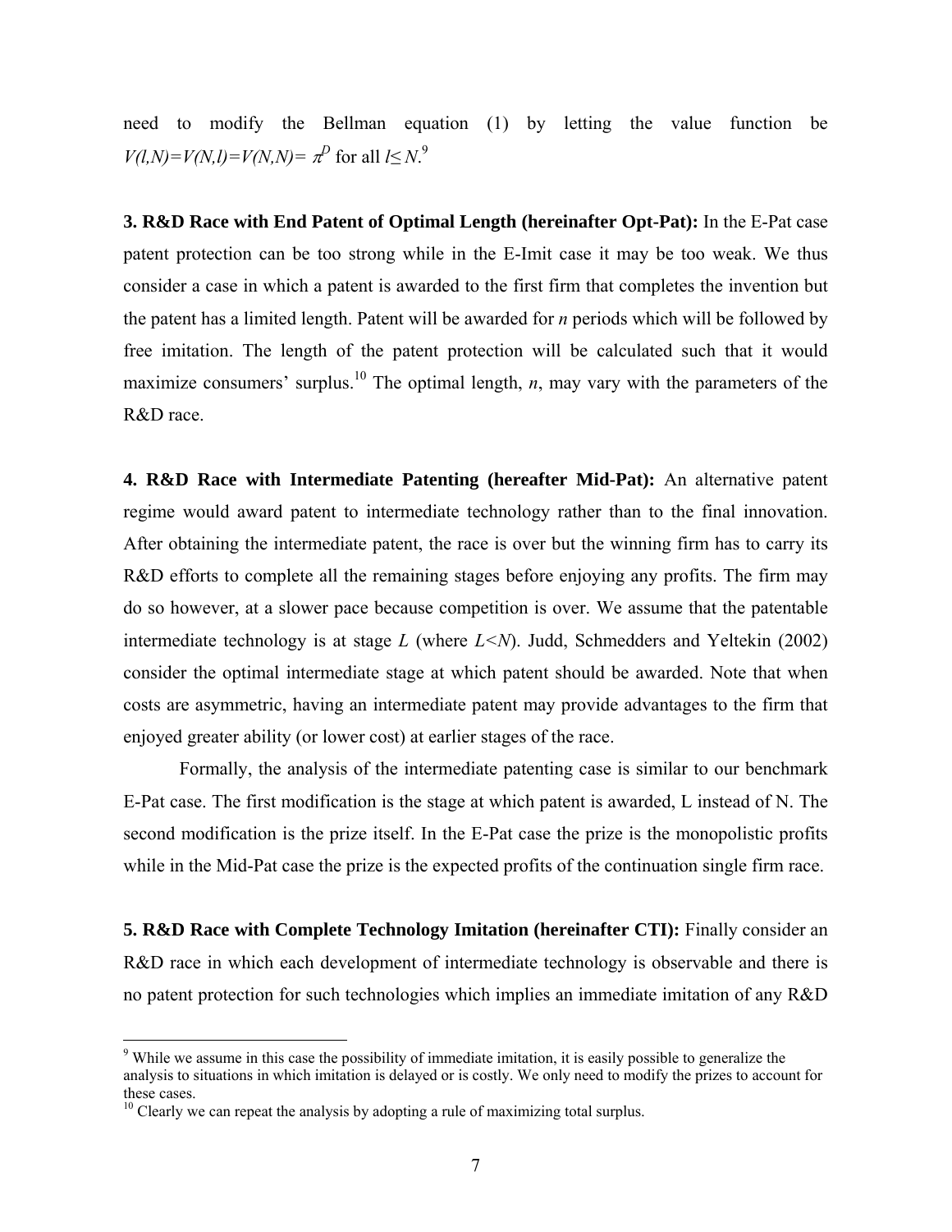need to modify the Bellman equation (1) by letting the value function be $V(l,N)=V(N,l)=V(N,N)=\pi^D$ for all $l \leq N$.[9]

**3. R&D Race with End Patent of Optimal Length (hereinafter Opt-Pat):** In the E-Pat case patent protection can be too strong while in the E-Imit case it may be too weak. We thus consider a case in which a patent is awarded to the first firm that completes the invention but the patent has a limited length. Patent will be awarded for *n* periods which will be followed by free imitation. The length of the patent protection will be calculated such that it would maximize consumers' surplus.[10] The optimal length, *n*, may vary with the parameters of the R&D race.

**4. R&D Race with Intermediate Patenting (hereafter Mid-Pat):** An alternative patent regime would award patent to intermediate technology rather than to the final innovation. After obtaining the intermediate patent, the race is over but the winning firm has to carry its R&D efforts to complete all the remaining stages before enjoying any profits. The firm may do so however, at a slower pace because competition is over. We assume that the patentable intermediate technology is at stage $L$ (where $L<N$). Judd, Schmedders and Yeltekin (2002) consider the optimal intermediate stage at which patent should be awarded. Note that when costs are asymmetric, having an intermediate patent may provide advantages to the firm that enjoyed greater ability (or lower cost) at earlier stages of the race.

Formally, the analysis of the intermediate patenting case is similar to our benchmark E-Pat case. The first modification is the stage at which patent is awarded, L instead of N. The second modification is the prize itself. In the E-Pat case the prize is the monopolistic profits while in the Mid-Pat case the prize is the expected profits of the continuation single firm race.

**5. R&D Race with Complete Technology Imitation (hereinafter CTI):** Finally consider an R&D race in which each development of intermediate technology is observable and there is no patent protection for such technologies which implies an immediate imitation of any R&D

[9] While we assume in this case the possibility of immediate imitation, it is easily possible to generalize the analysis to situations in which imitation is delayed or is costly. We only need to modify the prizes to account for these cases.

[10] Clearly we can repeat the analysis by adopting a rule of maximizing total surplus.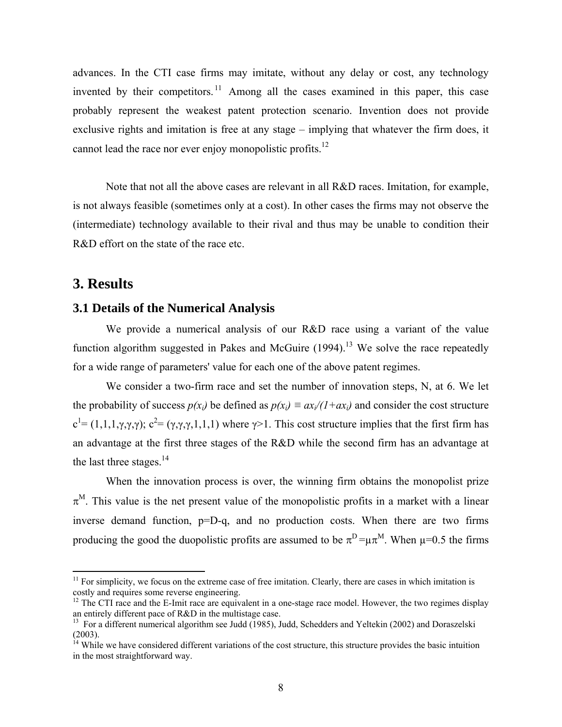advances. In the CTI case firms may imitate, without any delay or cost, any technology invented by their competitors.[11] Among all the cases examined in this paper, this case probably represent the weakest patent protection scenario. Invention does not provide exclusive rights and imitation is free at any stage – implying that whatever the firm does, it cannot lead the race nor ever enjoy monopolistic profits.[12]

Note that not all the above cases are relevant in all R&D races. Imitation, for example, is not always feasible (sometimes only at a cost). In other cases the firms may not observe the (intermediate) technology available to their rival and thus may be unable to condition their R&D effort on the state of the race etc.

## 3. Results

### 3.1 Details of the Numerical Analysis

We provide a numerical analysis of our R&D race using a variant of the value function algorithm suggested in Pakes and McGuire (1994).[13] We solve the race repeatedly for a wide range of parameters' value for each one of the above patent regimes.

We consider a two-firm race and set the number of innovation steps, N, at 6. We let the probability of success $p(x_i)$ be defined as $p(x_i) \equiv ax_i/(1+ax_i)$ and consider the cost structure $c^1 = (1,1,1,\gamma,\gamma,\gamma)$; $c^2 = (\gamma,\gamma,\gamma,1,1,1)$ where $\gamma>1$. This cost structure implies that the first firm has an advantage at the first three stages of the R&D while the second firm has an advantage at the last three stages.[14]

When the innovation process is over, the winning firm obtains the monopolist prize $\pi^M$. This value is the net present value of the monopolistic profits in a market with a linear inverse demand function, p=D-q, and no production costs. When there are two firms producing the good the duopolistic profits are assumed to be $\pi^D = \mu\pi^M$. When $\mu$=0.5 the firms

---

[11] For simplicity, we focus on the extreme case of free imitation. Clearly, there are cases in which imitation is costly and requires some reverse engineering.

[12] The CTI race and the E-Imit race are equivalent in a one-stage race model. However, the two regimes display an entirely different pace of R&D in the multistage case.

[13] For a different numerical algorithm see Judd (1985), Judd, Schedders and Yeltekin (2002) and Doraszelski (2003).

[14] While we have considered different variations of the cost structure, this structure provides the basic intuition in the most straightforward way.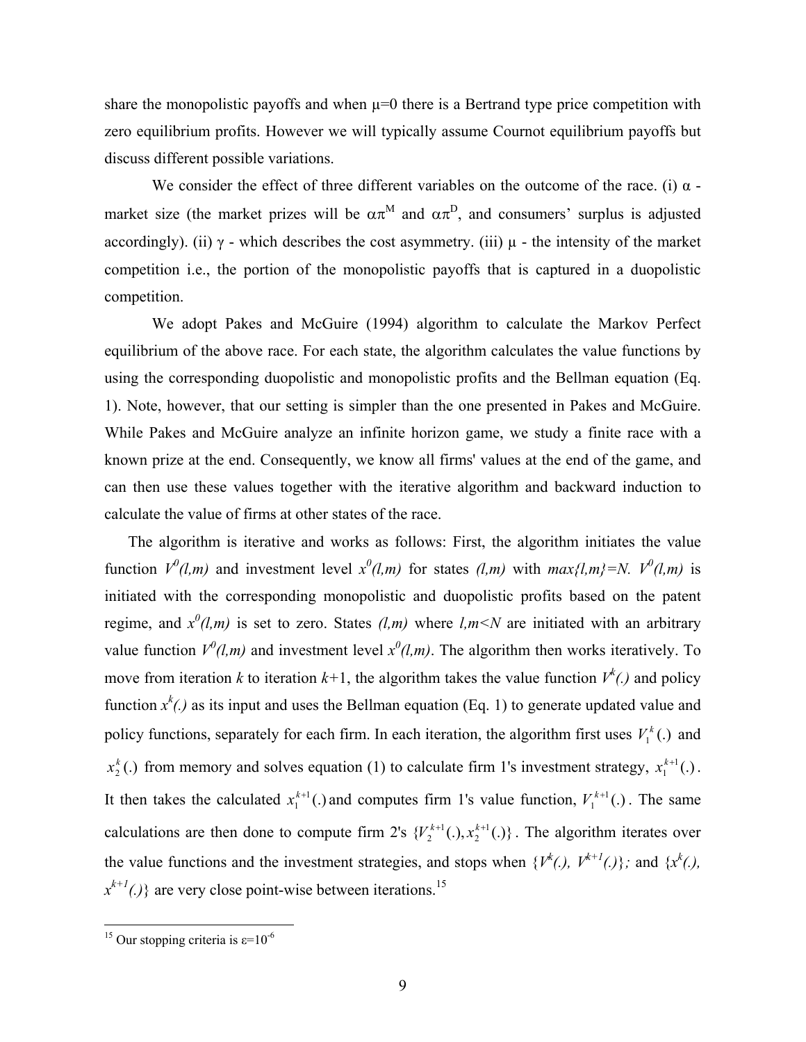share the monopolistic payoffs and when $\mu=0$ there is a Bertrand type price competition with zero equilibrium profits. However we will typically assume Cournot equilibrium payoffs but discuss different possible variations.

We consider the effect of three different variables on the outcome of the race. (i) $\alpha$ - market size (the market prizes will be $\alpha\pi^M$ and $\alpha\pi^D$, and consumers' surplus is adjusted accordingly). (ii) $\gamma$ - which describes the cost asymmetry. (iii) $\mu$ - the intensity of the market competition i.e., the portion of the monopolistic payoffs that is captured in a duopolistic competition.

We adopt Pakes and McGuire (1994) algorithm to calculate the Markov Perfect equilibrium of the above race. For each state, the algorithm calculates the value functions by using the corresponding duopolistic and monopolistic profits and the Bellman equation (Eq. 1). Note, however, that our setting is simpler than the one presented in Pakes and McGuire. While Pakes and McGuire analyze an infinite horizon game, we study a finite race with a known prize at the end. Consequently, we know all firms' values at the end of the game, and can then use these values together with the iterative algorithm and backward induction to calculate the value of firms at other states of the race.

The algorithm is iterative and works as follows: First, the algorithm initiates the value function $V^0(l,m)$ and investment level $x^0(l,m)$ for states $(l,m)$ with $max\{l,m\}=N$. $V^0(l,m)$ is initiated with the corresponding monopolistic and duopolistic profits based on the patent regime, and $x^0(l,m)$ is set to zero. States $(l,m)$ where $l,m<N$ are initiated with an arbitrary value function $V^0(l,m)$ and investment level $x^0(l,m)$. The algorithm then works iteratively. To move from iteration $k$ to iteration $k$+1, the algorithm takes the value function $V^k(.)$ and policy function $x^k(.)$ as its input and uses the Bellman equation (Eq. 1) to generate updated value and policy functions, separately for each firm. In each iteration, the algorithm first uses $V_1^k(.)$ and $x_2^k(.)$ from memory and solves equation (1) to calculate firm 1's investment strategy, $x_1^{k+1}(.)$. It then takes the calculated $x_1^{k+1}(.)$ and computes firm 1's value function, $V_1^{k+1}(.)$. The same calculations are then done to compute firm 2's $\{V_2^{k+1}(.), x_2^{k+1}(.)\}$. The algorithm iterates over the value functions and the investment strategies, and stops when $\{V^k(.), V^{k+1}(.)\}$; and $\{x^k(.), x^{k+1}(.)\}$ are very close point-wise between iterations.[15]

[15] Our stopping criteria is $\varepsilon=10^{-6}$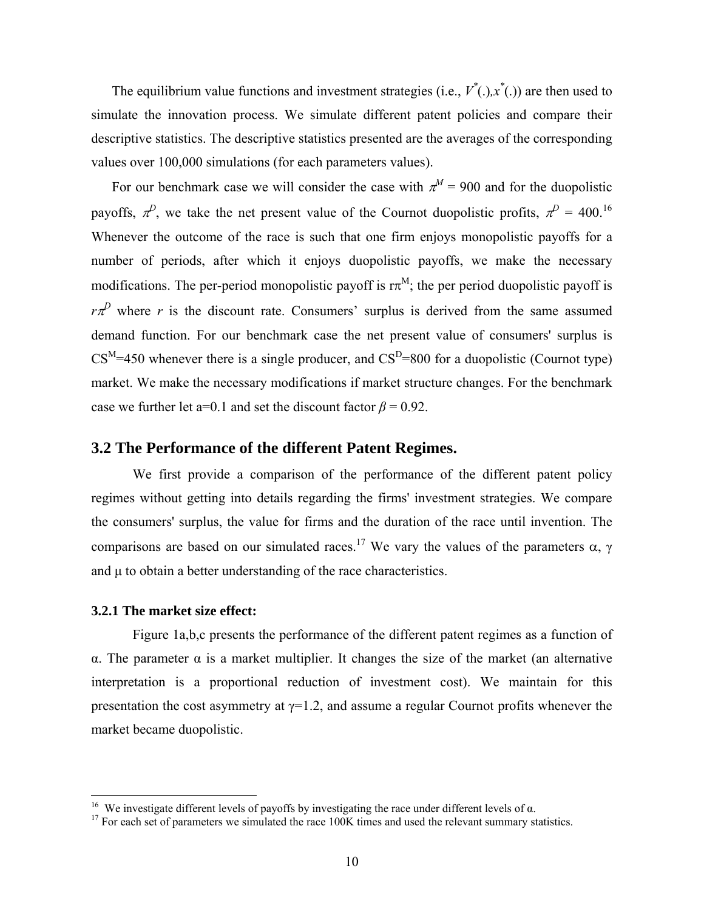The equilibrium value functions and investment strategies (i.e., $V^*(.)$,$x^*(.)$) are then used to simulate the innovation process. We simulate different patent policies and compare their descriptive statistics. The descriptive statistics presented are the averages of the corresponding values over 100,000 simulations (for each parameters values).

For our benchmark case we will consider the case with $\pi^M = 900$ and for the duopolistic payoffs, $\pi^D$, we take the net present value of the Cournot duopolistic profits, $\pi^D = 400$.[16] Whenever the outcome of the race is such that one firm enjoys monopolistic payoffs for a number of periods, after which it enjoys duopolistic payoffs, we make the necessary modifications. The per-period monopolistic payoff is $r\pi^M$; the per period duopolistic payoff is $r\pi^D$ where $r$ is the discount rate. Consumers' surplus is derived from the same assumed demand function. For our benchmark case the net present value of consumers' surplus is $CS^M=450$ whenever there is a single producer, and $CS^D=800$ for a duopolistic (Cournot type) market. We make the necessary modifications if market structure changes. For the benchmark case we further let a=0.1 and set the discount factor $\beta = 0.92$.

## 3.2 The Performance of the different Patent Regimes.

We first provide a comparison of the performance of the different patent policy regimes without getting into details regarding the firms' investment strategies. We compare the consumers' surplus, the value for firms and the duration of the race until invention. The comparisons are based on our simulated races.[17] We vary the values of the parameters $\alpha$, $\gamma$ and $\mu$ to obtain a better understanding of the race characteristics.

### 3.2.1 The market size effect:

Figure 1a,b,c presents the performance of the different patent regimes as a function of $\alpha$. The parameter $\alpha$ is a market multiplier. It changes the size of the market (an alternative interpretation is a proportional reduction of investment cost). We maintain for this presentation the cost asymmetry at $\gamma$=1.2, and assume a regular Cournot profits whenever the market became duopolistic.

---

[16] We investigate different levels of payoffs by investigating the race under different levels of $\alpha$.

[17] For each set of parameters we simulated the race 100K times and used the relevant summary statistics.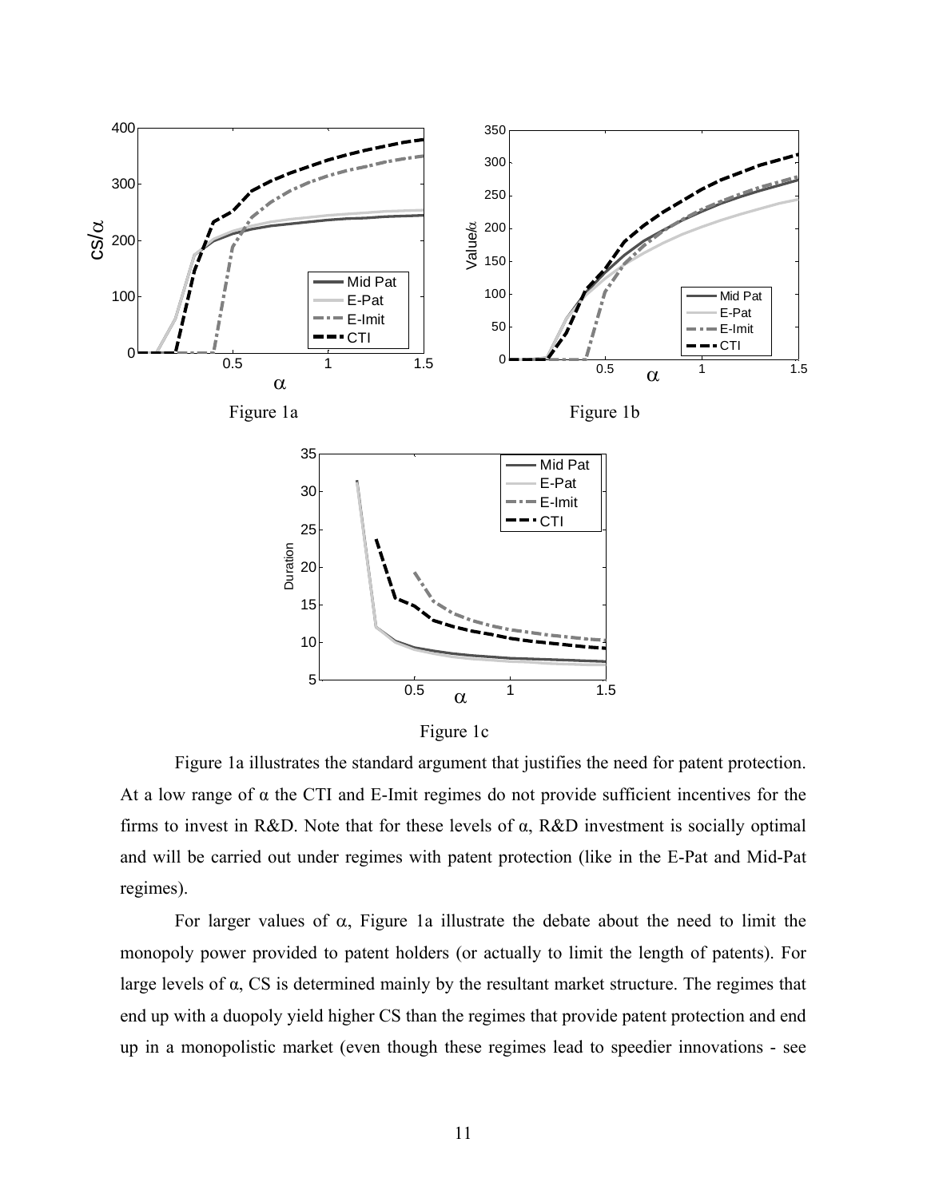Figure 1a

Figure 1b

Figure 1c

Figure 1a illustrates the standard argument that justifies the need for patent protection. At a low range of α the CTI and E-Imit regimes do not provide sufficient incentives for the firms to invest in R&D. Note that for these levels of α, R&D investment is socially optimal and will be carried out under regimes with patent protection (like in the E-Pat and Mid-Pat regimes).

For larger values of α, Figure 1a illustrate the debate about the need to limit the monopoly power provided to patent holders (or actually to limit the length of patents). For large levels of α, CS is determined mainly by the resultant market structure. The regimes that end up with a duopoly yield higher CS than the regimes that provide patent protection and end up in a monopolistic market (even though these regimes lead to speedier innovations - see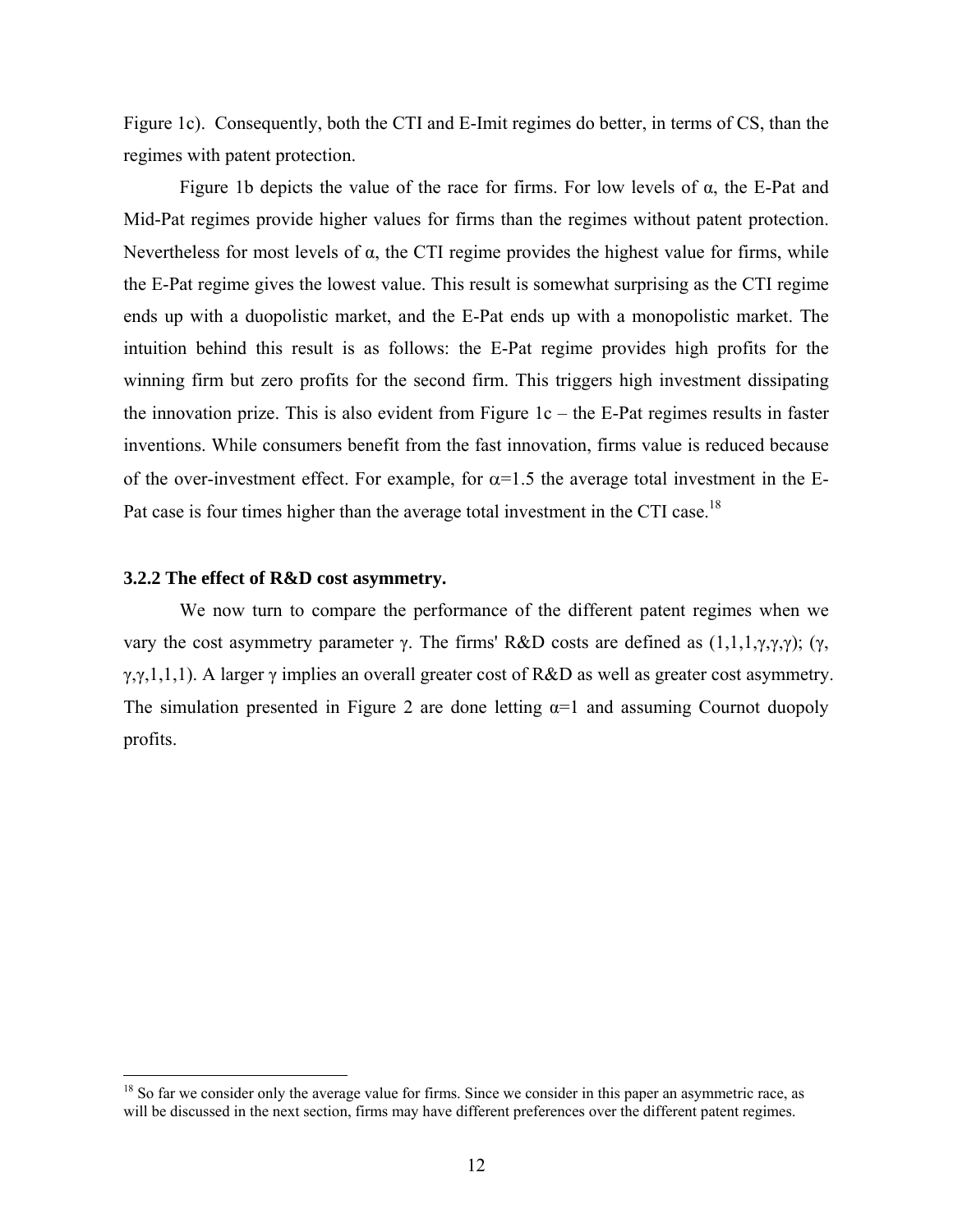Figure 1c). Consequently, both the CTI and E-Imit regimes do better, in terms of CS, than the regimes with patent protection.

Figure 1b depicts the value of the race for firms. For low levels of $\alpha$, the E-Pat and Mid-Pat regimes provide higher values for firms than the regimes without patent protection. Nevertheless for most levels of $\alpha$, the CTI regime provides the highest value for firms, while the E-Pat regime gives the lowest value. This result is somewhat surprising as the CTI regime ends up with a duopolistic market, and the E-Pat ends up with a monopolistic market. The intuition behind this result is as follows: the E-Pat regime provides high profits for the winning firm but zero profits for the second firm. This triggers high investment dissipating the innovation prize. This is also evident from Figure 1c – the E-Pat regimes results in faster inventions. While consumers benefit from the fast innovation, firms value is reduced because of the over-investment effect. For example, for $\alpha=1.5$ the average total investment in the E-Pat case is four times higher than the average total investment in the CTI case.[18]

### 3.2.2 The effect of R&D cost asymmetry.

We now turn to compare the performance of the different patent regimes when we vary the cost asymmetry parameter $\gamma$. The firms' R&D costs are defined as $(1,1,1,\gamma,\gamma,\gamma)$; $(\gamma,\gamma,\gamma,1,1,1)$. A larger $\gamma$ implies an overall greater cost of R&D as well as greater cost asymmetry. The simulation presented in Figure 2 are done letting $\alpha=1$ and assuming Cournot duopoly profits.

[18] So far we consider only the average value for firms. Since we consider in this paper an asymmetric race, as will be discussed in the next section, firms may have different preferences over the different patent regimes.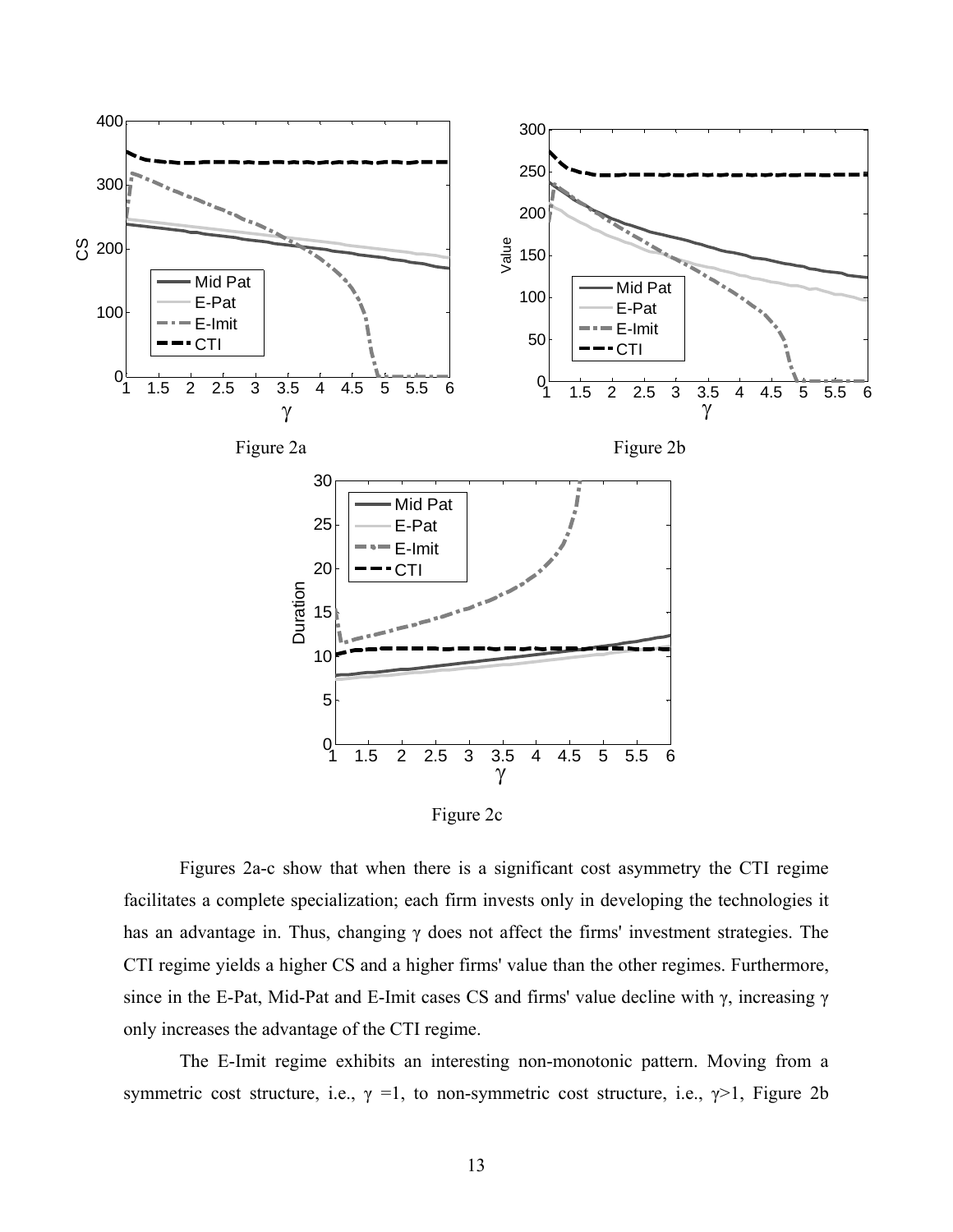Figure 2a

Figure 2b

Figure 2c

Figures 2a-c show that when there is a significant cost asymmetry the CTI regime facilitates a complete specialization; each firm invests only in developing the technologies it has an advantage in. Thus, changing $\gamma$ does not affect the firms' investment strategies. The CTI regime yields a higher CS and a higher firms' value than the other regimes. Furthermore, since in the E-Pat, Mid-Pat and E-Imit cases CS and firms' value decline with $\gamma$, increasing $\gamma$ only increases the advantage of the CTI regime.

The E-Imit regime exhibits an interesting non-monotonic pattern. Moving from a symmetric cost structure, i.e., $\gamma = 1$, to non-symmetric cost structure, i.e., $\gamma > 1$, Figure 2b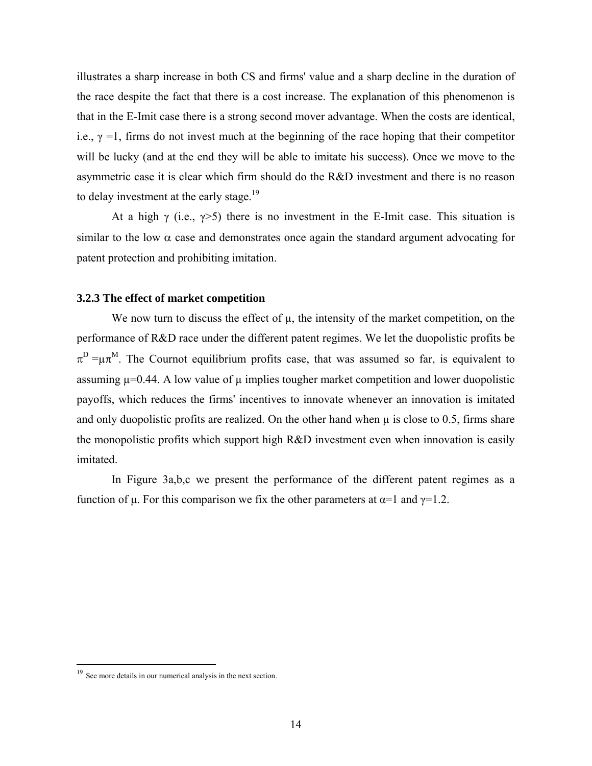illustrates a sharp increase in both CS and firms' value and a sharp decline in the duration of the race despite the fact that there is a cost increase. The explanation of this phenomenon is that in the E-Imit case there is a strong second mover advantage. When the costs are identical, i.e., $\gamma = 1$, firms do not invest much at the beginning of the race hoping that their competitor will be lucky (and at the end they will be able to imitate his success). Once we move to the asymmetric case it is clear which firm should do the R&D investment and there is no reason to delay investment at the early stage.[19]

At a high $\gamma$ (i.e., $\gamma > 5$) there is no investment in the E-Imit case. This situation is similar to the low $\alpha$ case and demonstrates once again the standard argument advocating for patent protection and prohibiting imitation.

### 3.2.3 The effect of market competition

We now turn to discuss the effect of $\mu$, the intensity of the market competition, on the performance of R&D race under the different patent regimes. We let the duopolistic profits be $\pi^D = \mu\pi^M$. The Cournot equilibrium profits case, that was assumed so far, is equivalent to assuming $\mu = 0.44$. A low value of $\mu$ implies tougher market competition and lower duopolistic payoffs, which reduces the firms' incentives to innovate whenever an innovation is imitated and only duopolistic profits are realized. On the other hand when $\mu$ is close to 0.5, firms share the monopolistic profits which support high R&D investment even when innovation is easily imitated.

In Figure 3a,b,c we present the performance of the different patent regimes as a function of $\mu$. For this comparison we fix the other parameters at $\alpha = 1$ and $\gamma = 1.2$.

[19] See more details in our numerical analysis in the next section.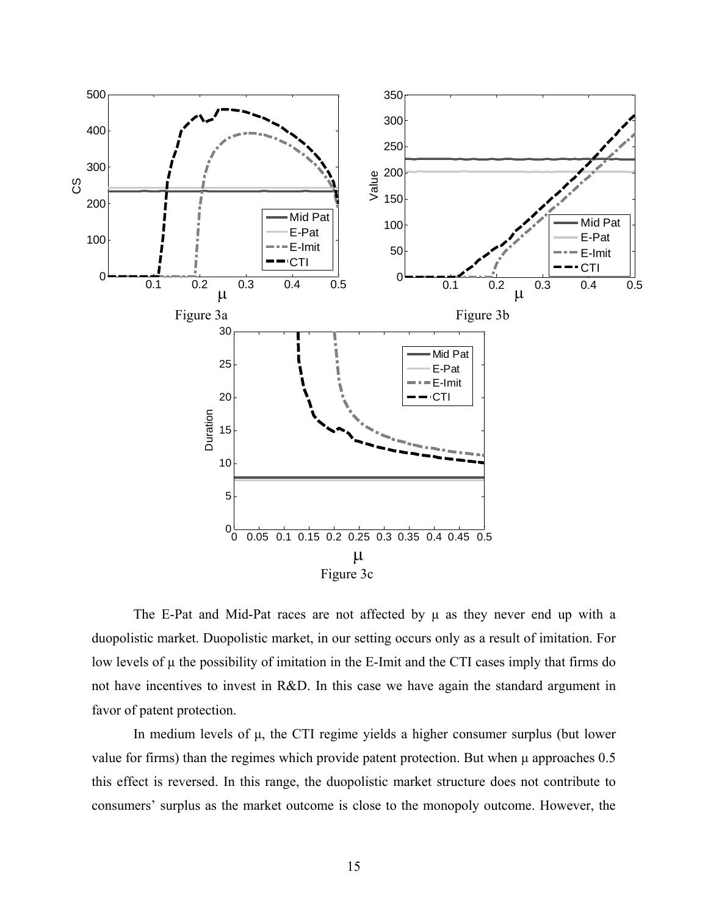Figure 3a

Figure 3b

Figure 3c

The E-Pat and Mid-Pat races are not affected by μ as they never end up with a duopolistic market. Duopolistic market, in our setting occurs only as a result of imitation. For low levels of μ the possibility of imitation in the E-Imit and the CTI cases imply that firms do not have incentives to invest in R&D. In this case we have again the standard argument in favor of patent protection.

In medium levels of μ, the CTI regime yields a higher consumer surplus (but lower value for firms) than the regimes which provide patent protection. But when μ approaches 0.5 this effect is reversed. In this range, the duopolistic market structure does not contribute to consumers' surplus as the market outcome is close to the monopoly outcome. However, the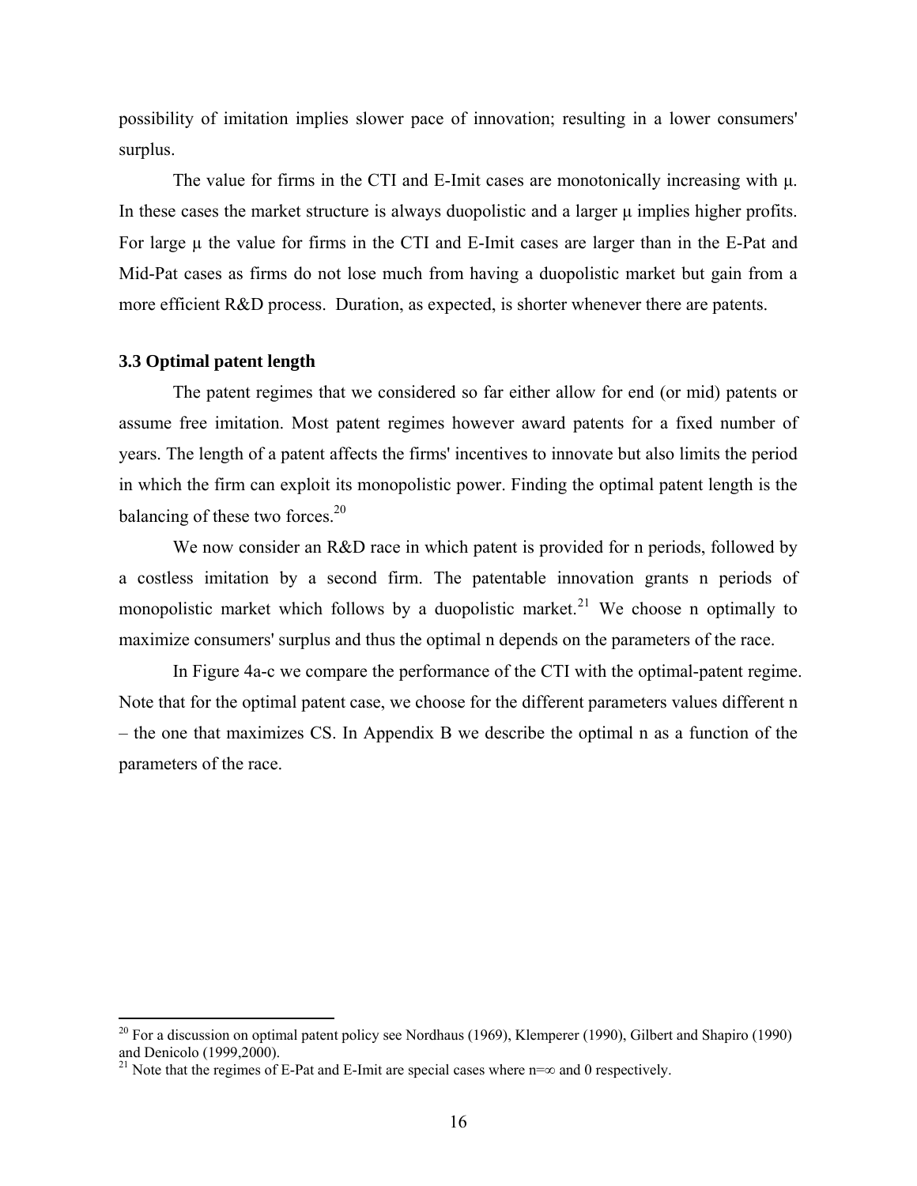possibility of imitation implies slower pace of innovation; resulting in a lower consumers' surplus.

The value for firms in the CTI and E-Imit cases are monotonically increasing with $\mu$. In these cases the market structure is always duopolistic and a larger $\mu$ implies higher profits. For large $\mu$ the value for firms in the CTI and E-Imit cases are larger than in the E-Pat and Mid-Pat cases as firms do not lose much from having a duopolistic market but gain from a more efficient R&D process. Duration, as expected, is shorter whenever there are patents.

### 3.3 Optimal patent length

The patent regimes that we considered so far either allow for end (or mid) patents or assume free imitation. Most patent regimes however award patents for a fixed number of years. The length of a patent affects the firms' incentives to innovate but also limits the period in which the firm can exploit its monopolistic power. Finding the optimal patent length is the balancing of these two forces.[20]

We now consider an R&D race in which patent is provided for n periods, followed by a costless imitation by a second firm. The patentable innovation grants n periods of monopolistic market which follows by a duopolistic market.[21] We choose n optimally to maximize consumers' surplus and thus the optimal n depends on the parameters of the race.

In Figure 4a-c we compare the performance of the CTI with the optimal-patent regime. Note that for the optimal patent case, we choose for the different parameters values different n – the one that maximizes CS. In Appendix B we describe the optimal n as a function of the parameters of the race.

---

[20] For a discussion on optimal patent policy see Nordhaus (1969), Klemperer (1990), Gilbert and Shapiro (1990) and Denicolo (1999,2000).

[21] Note that the regimes of E-Pat and E-Imit are special cases where $n=\infty$ and 0 respectively.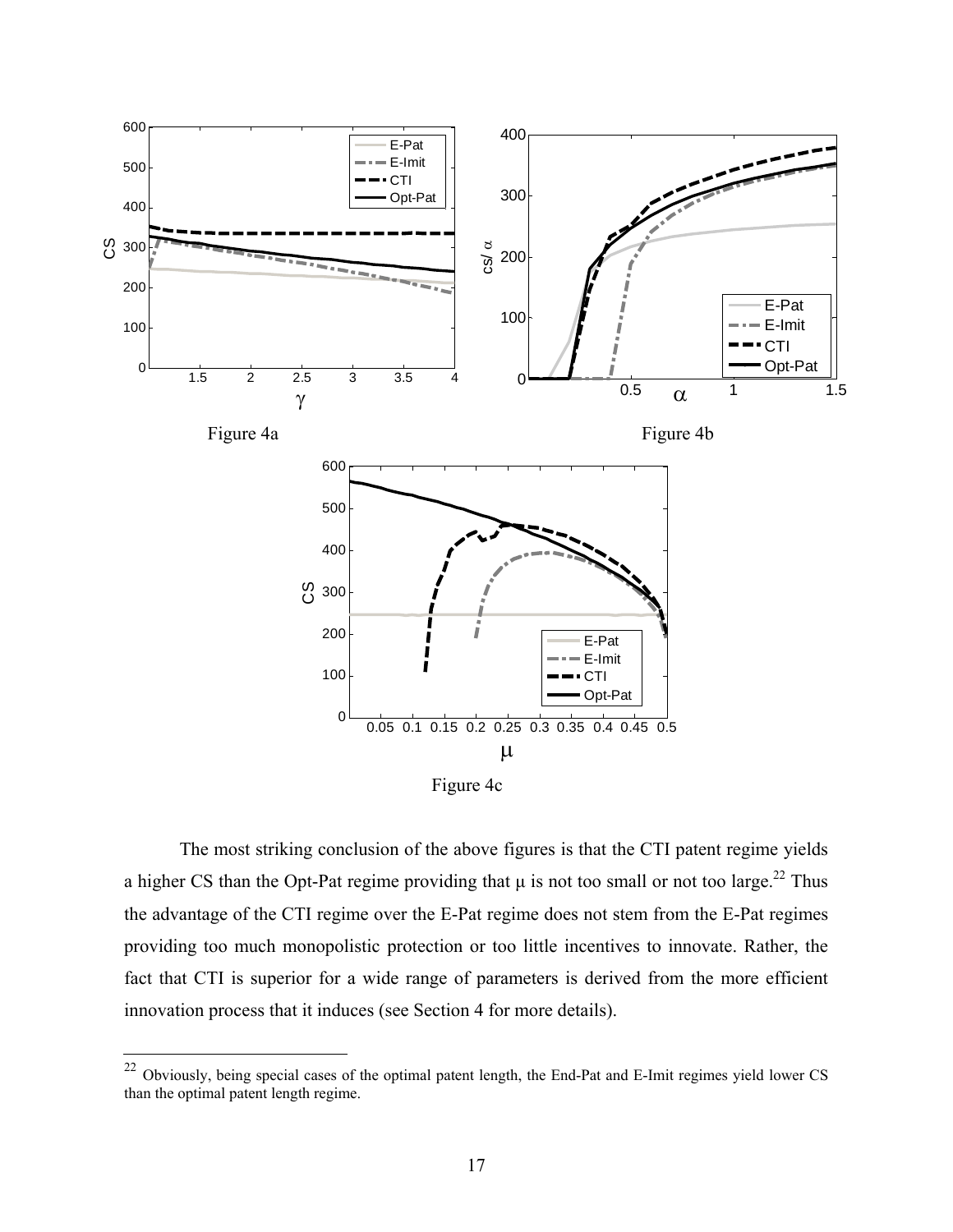Figure 4a

Figure 4b

Figure 4c

The most striking conclusion of the above figures is that the CTI patent regime yields a higher CS than the Opt-Pat regime providing that $\mu$ is not too small or not too large.[22] Thus the advantage of the CTI regime over the E-Pat regime does not stem from the E-Pat regimes providing too much monopolistic protection or too little incentives to innovate. Rather, the fact that CTI is superior for a wide range of parameters is derived from the more efficient innovation process that it induces (see Section 4 for more details).

[22] Obviously, being special cases of the optimal patent length, the End-Pat and E-Imit regimes yield lower CS than the optimal patent length regime.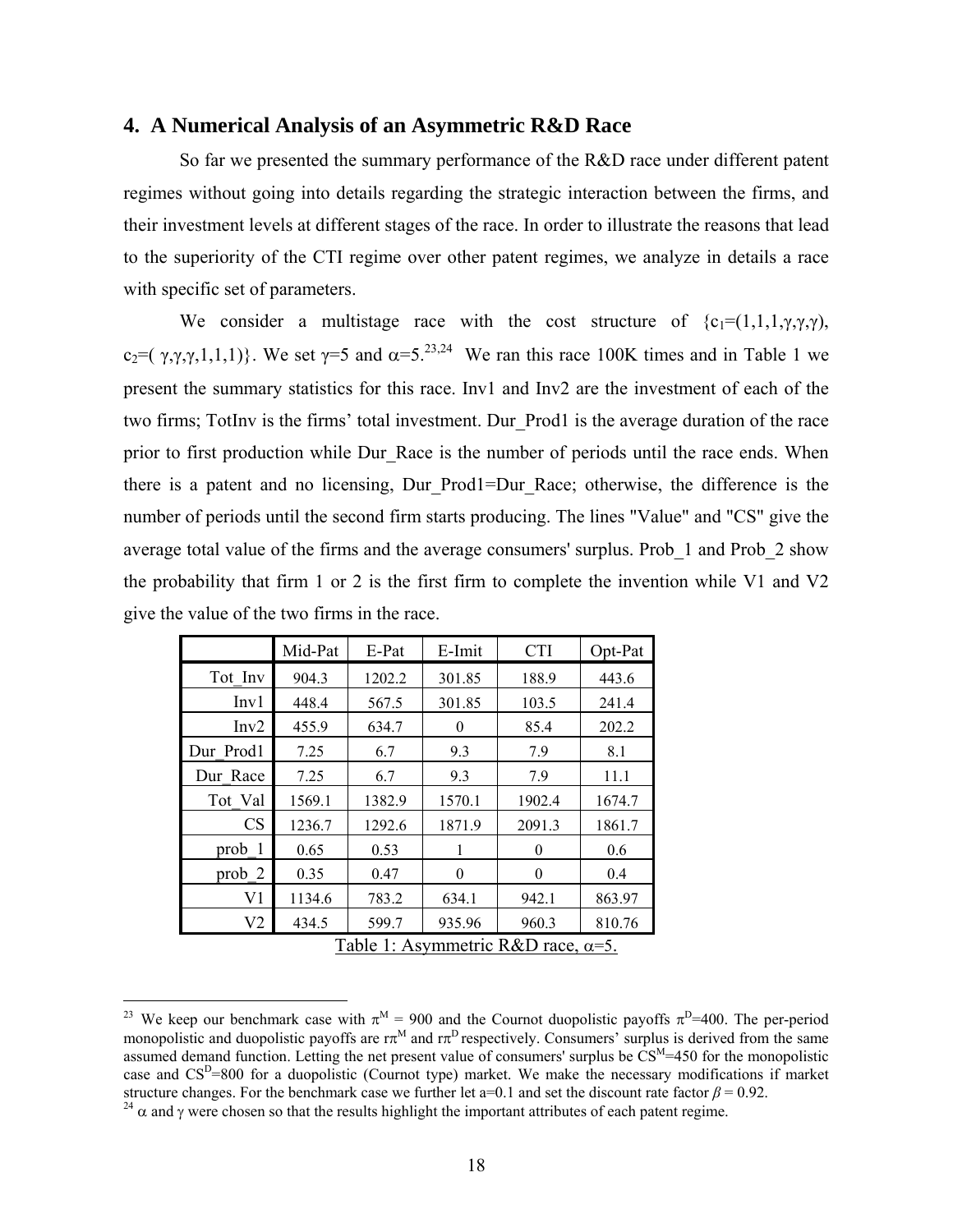## 4. A Numerical Analysis of an Asymmetric R&D Race

So far we presented the summary performance of the R&D race under different patent regimes without going into details regarding the strategic interaction between the firms, and their investment levels at different stages of the race. In order to illustrate the reasons that lead to the superiority of the CTI regime over other patent regimes, we analyze in details a race with specific set of parameters.

We consider a multistage race with the cost structure of $\{c_1=(1,1,1,\gamma,\gamma,\gamma), c_2=(\gamma,\gamma,\gamma,1,1,1)\}$. We set $\gamma=5$ and $\alpha=5$.[23,24] We ran this race 100K times and in Table 1 we present the summary statistics for this race. Inv1 and Inv2 are the investment of each of the two firms; TotInv is the firms' total investment. Dur_Prod1 is the average duration of the race prior to first production while Dur_Race is the number of periods until the race ends. When there is a patent and no licensing, Dur_Prod1=Dur_Race; otherwise, the difference is the number of periods until the second firm starts producing. The lines "Value" and "CS" give the average total value of the firms and the average consumers' surplus. Prob_1 and Prob_2 show the probability that firm 1 or 2 is the first firm to complete the invention while V1 and V2 give the value of the two firms in the race.

| | Mid-Pat | E-Pat | E-Imit | CTI | Opt-Pat |
|---|---|---|---|---|---|
| Tot_Inv | 904.3 | 1202.2 | 301.85 | 188.9 | 443.6 |
| Inv1 | 448.4 | 567.5 | 301.85 | 103.5 | 241.4 |
| Inv2 | 455.9 | 634.7 | 0 | 85.4 | 202.2 |
| Dur_Prod1 | 7.25 | 6.7 | 9.3 | 7.9 | 8.1 |
| Dur_Race | 7.25 | 6.7 | 9.3 | 7.9 | 11.1 |
| Tot_Val | 1569.1 | 1382.9 | 1570.1 | 1902.4 | 1674.7 |
| CS | 1236.7 | 1292.6 | 1871.9 | 2091.3 | 1861.7 |
| prob_1 | 0.65 | 0.53 | 1 | 0 | 0.6 |
| prob_2 | 0.35 | 0.47 | 0 | 0 | 0.4 |
| V1 | 1134.6 | 783.2 | 634.1 | 942.1 | 863.97 |
| V2 | 434.5 | 599.7 | 935.96 | 960.3 | 810.76 |

Table 1: Asymmetric R&D race, $\alpha=5$.

---

[23] We keep our benchmark case with $\pi^M = 900$ and the Cournot duopolistic payoffs $\pi^D=400$. The per-period monopolistic and duopolistic payoffs are $r\pi^M$ and $r\pi^D$ respectively. Consumers' surplus is derived from the same assumed demand function. Letting the net present value of consumers' surplus be $CS^M=450$ for the monopolistic case and $CS^D=800$ for a duopolistic (Cournot type) market. We make the necessary modifications if market structure changes. For the benchmark case we further let a=0.1 and set the discount rate factor $\beta = 0.92$.

[24] $\alpha$ and $\gamma$ were chosen so that the results highlight the important attributes of each patent regime.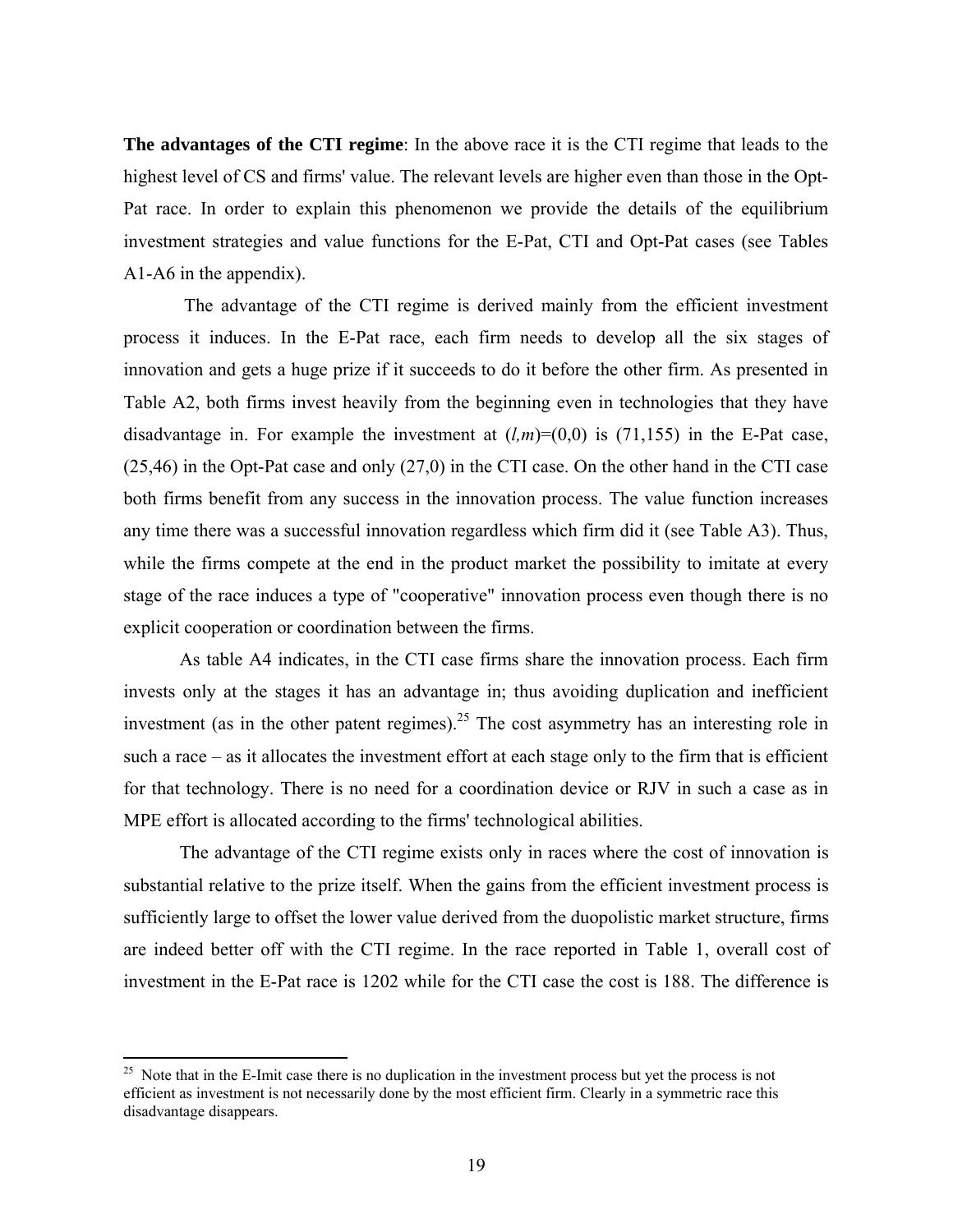**The advantages of the CTI regime**: In the above race it is the CTI regime that leads to the highest level of CS and firms' value. The relevant levels are higher even than those in the Opt-Pat race. In order to explain this phenomenon we provide the details of the equilibrium investment strategies and value functions for the E-Pat, CTI and Opt-Pat cases (see Tables A1-A6 in the appendix).

The advantage of the CTI regime is derived mainly from the efficient investment process it induces. In the E-Pat race, each firm needs to develop all the six stages of innovation and gets a huge prize if it succeeds to do it before the other firm. As presented in Table A2, both firms invest heavily from the beginning even in technologies that they have disadvantage in. For example the investment at $(l,m)=(0,0)$ is (71,155) in the E-Pat case, (25,46) in the Opt-Pat case and only (27,0) in the CTI case. On the other hand in the CTI case both firms benefit from any success in the innovation process. The value function increases any time there was a successful innovation regardless which firm did it (see Table A3). Thus, while the firms compete at the end in the product market the possibility to imitate at every stage of the race induces a type of "cooperative" innovation process even though there is no explicit cooperation or coordination between the firms.

As table A4 indicates, in the CTI case firms share the innovation process. Each firm invests only at the stages it has an advantage in; thus avoiding duplication and inefficient investment (as in the other patent regimes).[25] The cost asymmetry has an interesting role in such a race – as it allocates the investment effort at each stage only to the firm that is efficient for that technology. There is no need for a coordination device or RJV in such a case as in MPE effort is allocated according to the firms' technological abilities.

The advantage of the CTI regime exists only in races where the cost of innovation is substantial relative to the prize itself. When the gains from the efficient investment process is sufficiently large to offset the lower value derived from the duopolistic market structure, firms are indeed better off with the CTI regime. In the race reported in Table 1, overall cost of investment in the E-Pat race is 1202 while for the CTI case the cost is 188. The difference is

[25] Note that in the E-Imit case there is no duplication in the investment process but yet the process is not efficient as investment is not necessarily done by the most efficient firm. Clearly in a symmetric race this disadvantage disappears.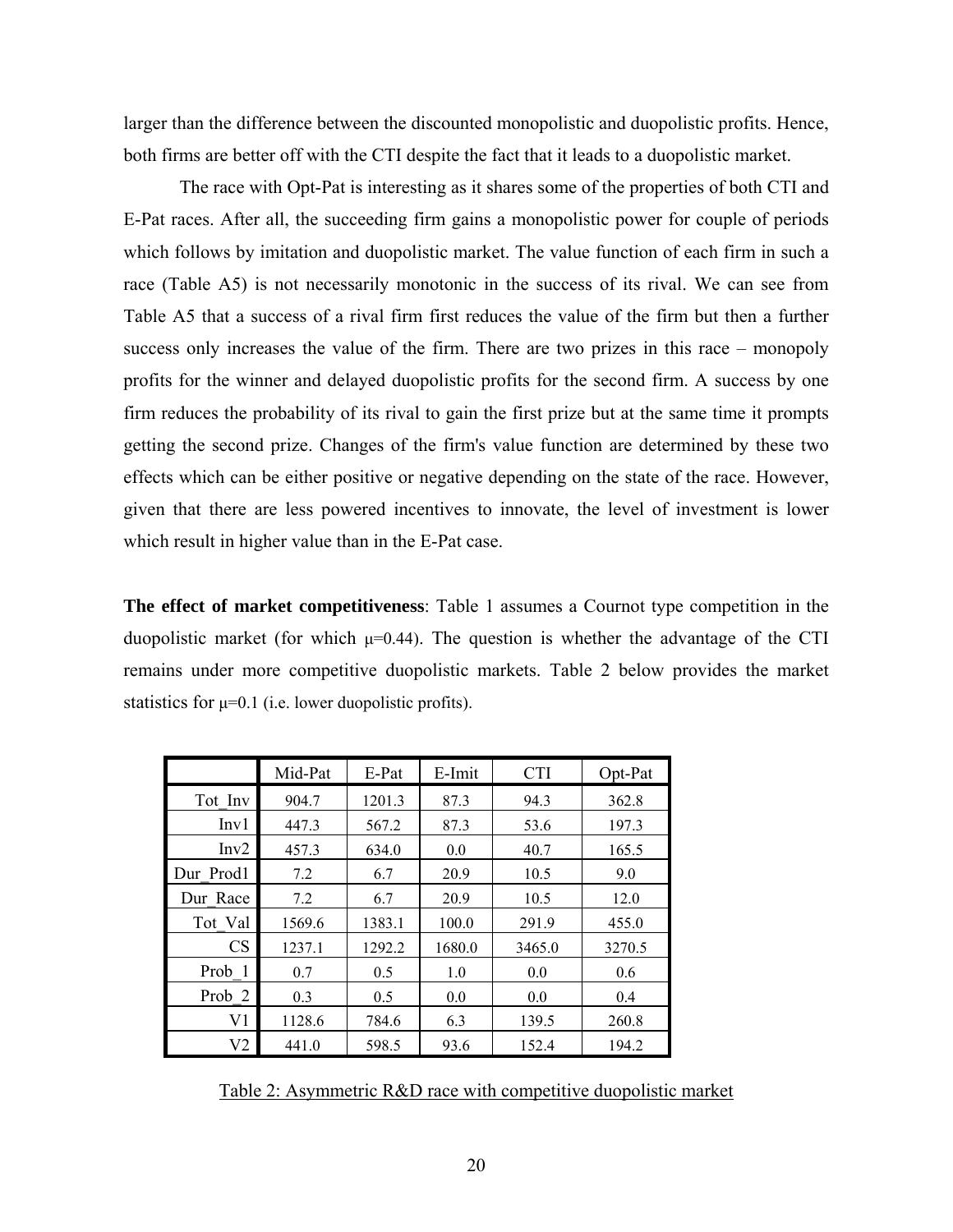larger than the difference between the discounted monopolistic and duopolistic profits. Hence, both firms are better off with the CTI despite the fact that it leads to a duopolistic market.

The race with Opt-Pat is interesting as it shares some of the properties of both CTI and E-Pat races. After all, the succeeding firm gains a monopolistic power for couple of periods which follows by imitation and duopolistic market. The value function of each firm in such a race (Table A5) is not necessarily monotonic in the success of its rival. We can see from Table A5 that a success of a rival firm first reduces the value of the firm but then a further success only increases the value of the firm. There are two prizes in this race – monopoly profits for the winner and delayed duopolistic profits for the second firm. A success by one firm reduces the probability of its rival to gain the first prize but at the same time it prompts getting the second prize. Changes of the firm's value function are determined by these two effects which can be either positive or negative depending on the state of the race. However, given that there are less powered incentives to innovate, the level of investment is lower which result in higher value than in the E-Pat case.

**The effect of market competitiveness**: Table 1 assumes a Cournot type competition in the duopolistic market (for which $\mu$=0.44). The question is whether the advantage of the CTI remains under more competitive duopolistic markets. Table 2 below provides the market statistics for $\mu$=0.1 (i.e. lower duopolistic profits).

| | Mid-Pat | E-Pat | E-Imit | CTI | Opt-Pat |
|---|---|---|---|---|---|
| Tot_Inv | 904.7 | 1201.3 | 87.3 | 94.3 | 362.8 |
| Inv1 | 447.3 | 567.2 | 87.3 | 53.6 | 197.3 |
| Inv2 | 457.3 | 634.0 | 0.0 | 40.7 | 165.5 |
| Dur_Prod1 | 7.2 | 6.7 | 20.9 | 10.5 | 9.0 |
| Dur_Race | 7.2 | 6.7 | 20.9 | 10.5 | 12.0 |
| Tot_Val | 1569.6 | 1383.1 | 100.0 | 291.9 | 455.0 |
| CS | 1237.1 | 1292.2 | 1680.0 | 3465.0 | 3270.5 |
| Prob_1 | 0.7 | 0.5 | 1.0 | 0.0 | 0.6 |
| Prob_2 | 0.3 | 0.5 | 0.0 | 0.0 | 0.4 |
| V1 | 1128.6 | 784.6 | 6.3 | 139.5 | 260.8 |
| V2 | 441.0 | 598.5 | 93.6 | 152.4 | 194.2 |

Table 2: Asymmetric R&D race with competitive duopolistic market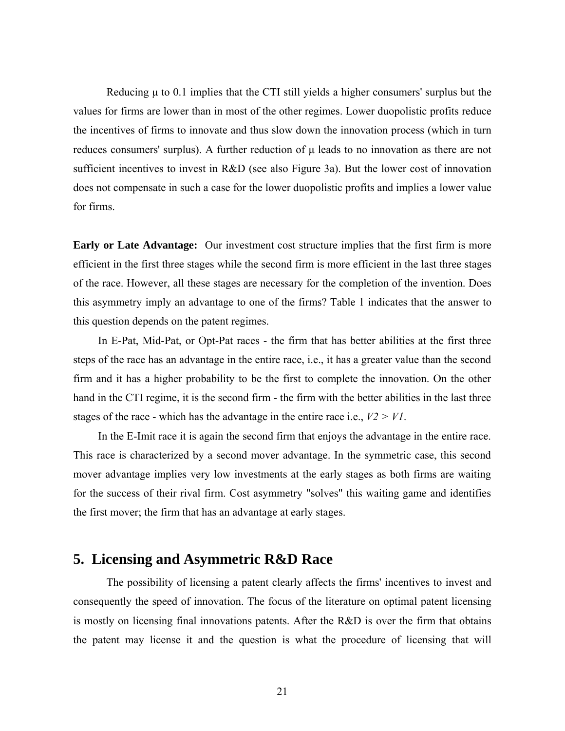Reducing $\mu$ to 0.1 implies that the CTI still yields a higher consumers' surplus but the values for firms are lower than in most of the other regimes. Lower duopolistic profits reduce the incentives of firms to innovate and thus slow down the innovation process (which in turn reduces consumers' surplus). A further reduction of $\mu$ leads to no innovation as there are not sufficient incentives to invest in R&D (see also Figure 3a). But the lower cost of innovation does not compensate in such a case for the lower duopolistic profits and implies a lower value for firms.

**Early or Late Advantage:** Our investment cost structure implies that the first firm is more efficient in the first three stages while the second firm is more efficient in the last three stages of the race. However, all these stages are necessary for the completion of the invention. Does this asymmetry imply an advantage to one of the firms? Table 1 indicates that the answer to this question depends on the patent regimes.

In E-Pat, Mid-Pat, or Opt-Pat races - the firm that has better abilities at the first three steps of the race has an advantage in the entire race, i.e., it has a greater value than the second firm and it has a higher probability to be the first to complete the innovation. On the other hand in the CTI regime, it is the second firm - the firm with the better abilities in the last three stages of the race - which has the advantage in the entire race i.e., $V2 > V1$.

In the E-Imit race it is again the second firm that enjoys the advantage in the entire race. This race is characterized by a second mover advantage. In the symmetric case, this second mover advantage implies very low investments at the early stages as both firms are waiting for the success of their rival firm. Cost asymmetry "solves" this waiting game and identifies the first mover; the firm that has an advantage at early stages.

## 5. Licensing and Asymmetric R&D Race

The possibility of licensing a patent clearly affects the firms' incentives to invest and consequently the speed of innovation. The focus of the literature on optimal patent licensing is mostly on licensing final innovations patents. After the R&D is over the firm that obtains the patent may license it and the question is what the procedure of licensing that will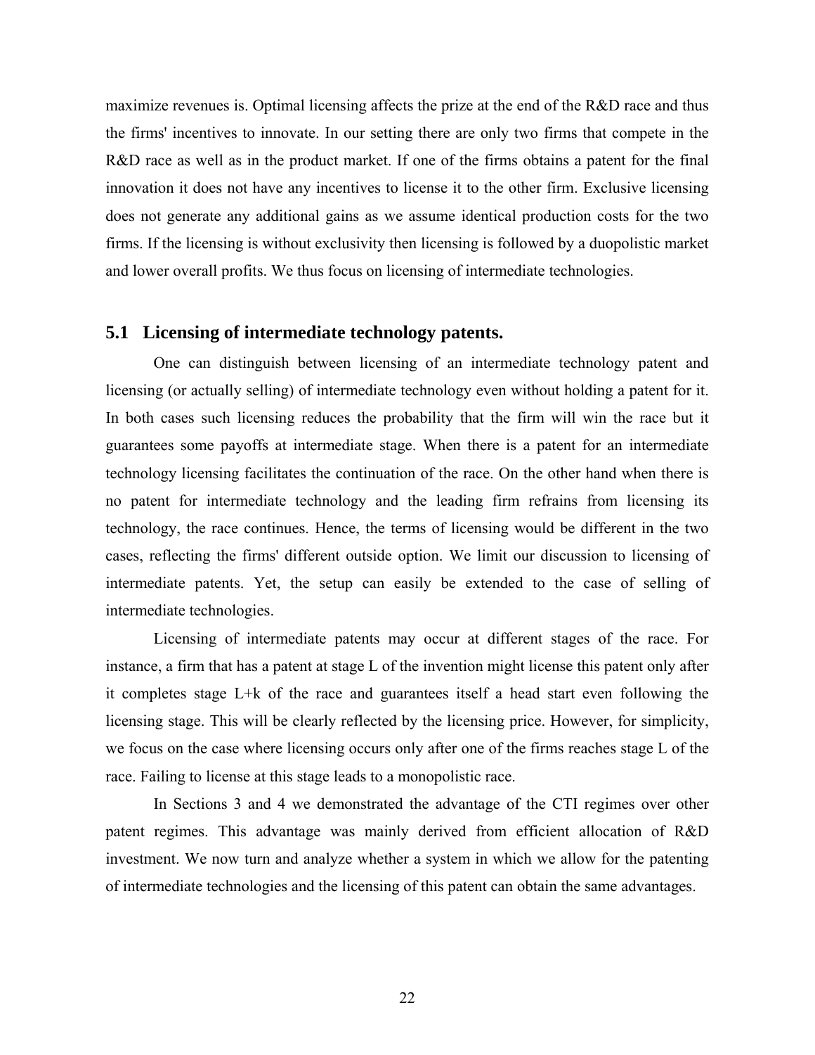maximize revenues is. Optimal licensing affects the prize at the end of the R&D race and thus the firms' incentives to innovate. In our setting there are only two firms that compete in the R&D race as well as in the product market. If one of the firms obtains a patent for the final innovation it does not have any incentives to license it to the other firm. Exclusive licensing does not generate any additional gains as we assume identical production costs for the two firms. If the licensing is without exclusivity then licensing is followed by a duopolistic market and lower overall profits. We thus focus on licensing of intermediate technologies.

## 5.1 Licensing of intermediate technology patents.

One can distinguish between licensing of an intermediate technology patent and licensing (or actually selling) of intermediate technology even without holding a patent for it. In both cases such licensing reduces the probability that the firm will win the race but it guarantees some payoffs at intermediate stage. When there is a patent for an intermediate technology licensing facilitates the continuation of the race. On the other hand when there is no patent for intermediate technology and the leading firm refrains from licensing its technology, the race continues. Hence, the terms of licensing would be different in the two cases, reflecting the firms' different outside option. We limit our discussion to licensing of intermediate patents. Yet, the setup can easily be extended to the case of selling of intermediate technologies.

Licensing of intermediate patents may occur at different stages of the race. For instance, a firm that has a patent at stage L of the invention might license this patent only after it completes stage L+k of the race and guarantees itself a head start even following the licensing stage. This will be clearly reflected by the licensing price. However, for simplicity, we focus on the case where licensing occurs only after one of the firms reaches stage L of the race. Failing to license at this stage leads to a monopolistic race.

In Sections 3 and 4 we demonstrated the advantage of the CTI regimes over other patent regimes. This advantage was mainly derived from efficient allocation of R&D investment. We now turn and analyze whether a system in which we allow for the patenting of intermediate technologies and the licensing of this patent can obtain the same advantages.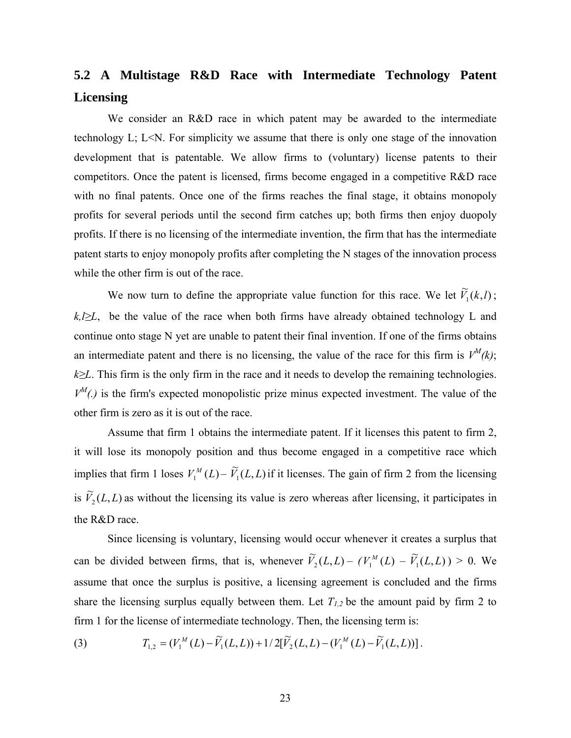## 5.2 A Multistage R&D Race with Intermediate Technology Patent Licensing

We consider an R&D race in which patent may be awarded to the intermediate technology L; L<N. For simplicity we assume that there is only one stage of the innovation development that is patentable. We allow firms to (voluntary) license patents to their competitors. Once the patent is licensed, firms become engaged in a competitive R&D race with no final patents. Once one of the firms reaches the final stage, it obtains monopoly profits for several periods until the second firm catches up; both firms then enjoy duopoly profits. If there is no licensing of the intermediate invention, the firm that has the intermediate patent starts to enjoy monopoly profits after completing the N stages of the innovation process while the other firm is out of the race.

We now turn to define the appropriate value function for this race. We let $\widetilde{V}_1(k,l)$; $k,l \geq L$, be the value of the race when both firms have already obtained technology L and continue onto stage N yet are unable to patent their final invention. If one of the firms obtains an intermediate patent and there is no licensing, the value of the race for this firm is $V^M(k)$; $k \geq L$. This firm is the only firm in the race and it needs to develop the remaining technologies. $V^M(.)$ is the firm's expected monopolistic prize minus expected investment. The value of the other firm is zero as it is out of the race.

Assume that firm 1 obtains the intermediate patent. If it licenses this patent to firm 2, it will lose its monopoly position and thus become engaged in a competitive race which implies that firm 1 loses $V_1^M(L) - \widetilde{V}_1(L,L)$ if it licenses. The gain of firm 2 from the licensing is $\widetilde{V}_2(L,L)$ as without the licensing its value is zero whereas after licensing, it participates in the R&D race.

Since licensing is voluntary, licensing would occur whenever it creates a surplus that can be divided between firms, that is, whenever $\widetilde{V}_2(L,L) - (V_1^M(L) - \widetilde{V}_1(L,L)) > 0$. We assume that once the surplus is positive, a licensing agreement is concluded and the firms share the licensing surplus equally between them. Let $T_{1,2}$ be the amount paid by firm 2 to firm 1 for the license of intermediate technology. Then, the licensing term is:

$$T_{1,2} = (V_1^M(L) - \widetilde{V}_1(L,L)) + 1/2[\widetilde{V}_2(L,L) - (V_1^M(L) - \widetilde{V}_1(L,L))]. \tag{3}$$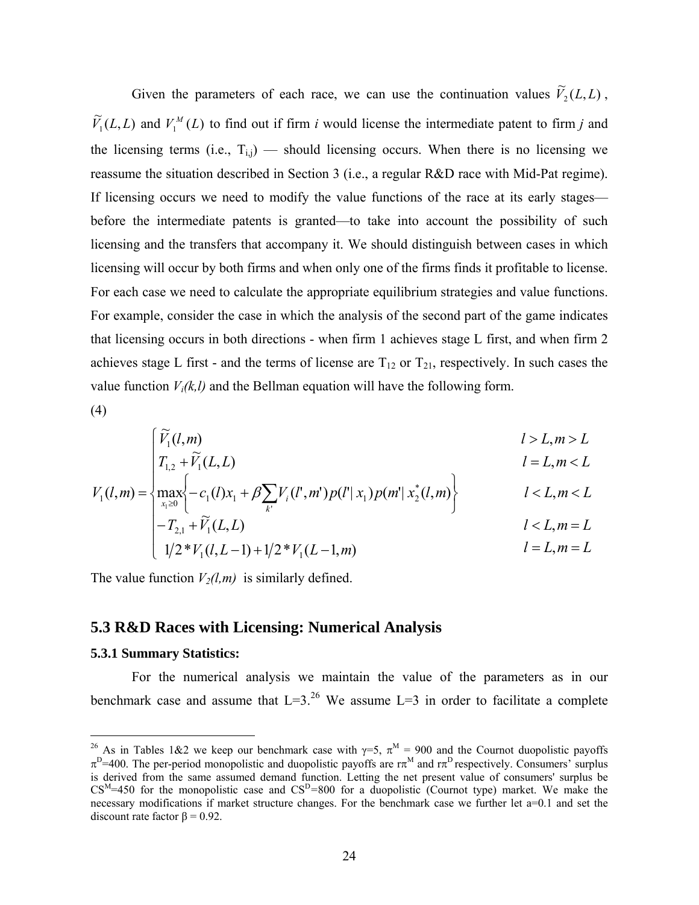Given the parameters of each race, we can use the continuation values $\widetilde{V}_2(L,L)$, $\widetilde{V}_1(L,L)$ and $V_1^M(L)$ to find out if firm *i* would license the intermediate patent to firm *j* and the licensing terms (i.e., $T_{i,j}$) — should licensing occurs. When there is no licensing we reassume the situation described in Section 3 (i.e., a regular R&D race with Mid-Pat regime). If licensing occurs we need to modify the value functions of the race at its early stages—before the intermediate patents is granted—to take into account the possibility of such licensing and the transfers that accompany it. We should distinguish between cases in which licensing will occur by both firms and when only one of the firms finds it profitable to license. For each case we need to calculate the appropriate equilibrium strategies and value functions. For example, consider the case in which the analysis of the second part of the game indicates that licensing occurs in both directions - when firm 1 achieves stage L first, and when firm 2 achieves stage L first - and the terms of license are $T_{12}$ or $T_{21}$, respectively. In such cases the value function $V_i(k,l)$ and the Bellman equation will have the following form.

(4)

$$
V_1(l,m) = \begin{cases}
\widetilde{V}_1(l,m) & l > L, m > L \\
T_{1,2} + \widetilde{V}_1(L,L) & l = L, m < L \\
\max\limits_{x_1 \geq 0} \left\{ -c_1(l)x_1 + \beta \sum\limits_{k'} V_i(l',m') p(l'|x_1) p(m'|x_2^*(l,m) \right\} & l < L, m < L \\
-T_{2,1} + \widetilde{V}_1(L,L) & l < L, m = L \\
1/2 * V_1(l, L-1) + 1/2 * V_1(L-1, m) & l = L, m = L
\end{cases}
$$

The value function $V_2(l,m)$ is similarly defined.

## 5.3 R&D Races with Licensing: Numerical Analysis

### 5.3.1 Summary Statistics:

For the numerical analysis we maintain the value of the parameters as in our benchmark case and assume that L=3.[26] We assume L=3 in order to facilitate a complete

[26] As in Tables 1&2 we keep our benchmark case with $\gamma$=5, $\pi^M$ = 900 and the Cournot duopolistic payoffs $\pi^D$=400. The per-period monopolistic and duopolistic payoffs are $r\pi^M$ and $r\pi^D$ respectively. Consumers' surplus is derived from the same assumed demand function. Letting the net present value of consumers' surplus be $CS^M$=450 for the monopolistic case and $CS^D$=800 for a duopolistic (Cournot type) market. We make the necessary modifications if market structure changes. For the benchmark case we further let a=0.1 and set the discount rate factor $\beta$ = 0.92.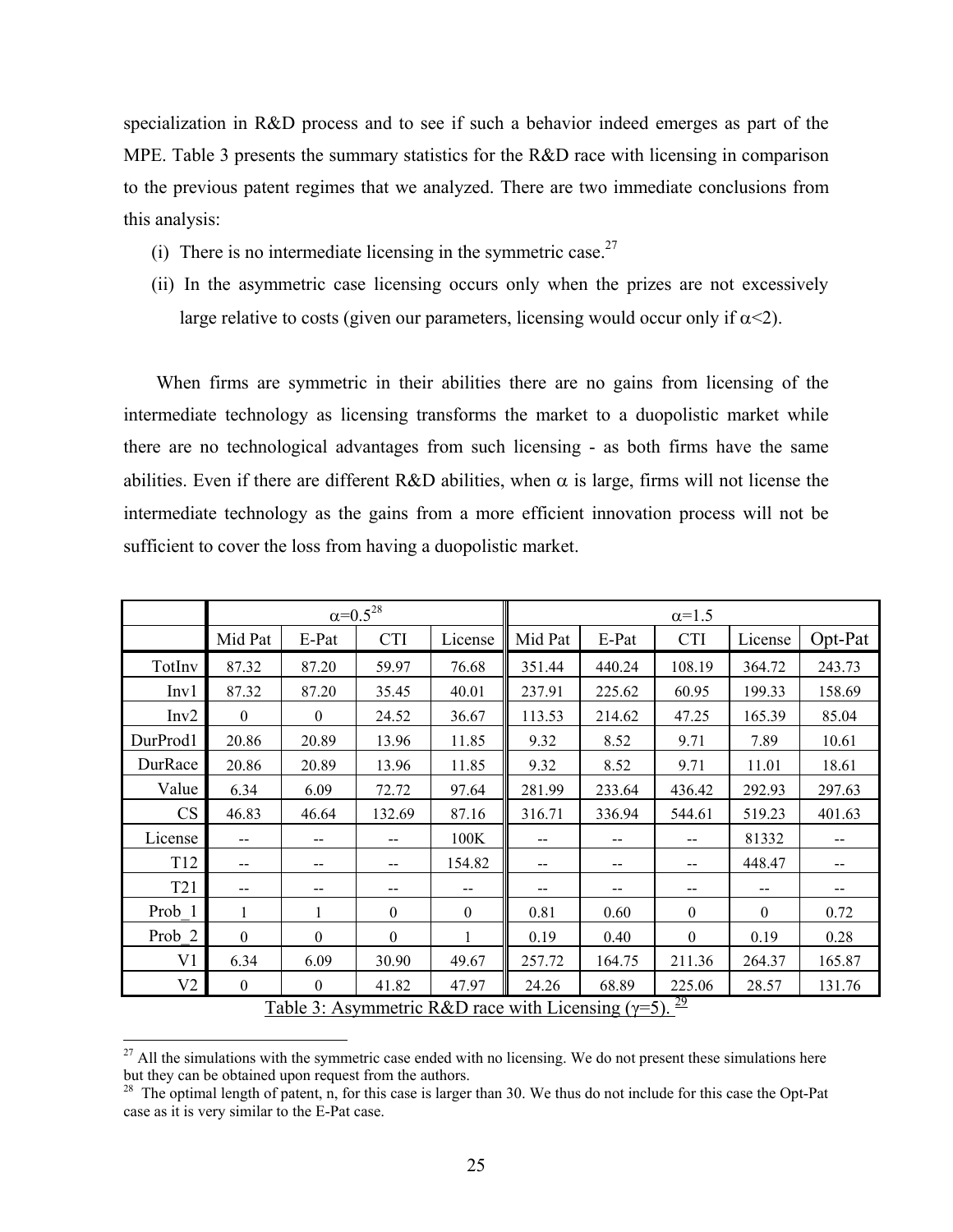specialization in R&D process and to see if such a behavior indeed emerges as part of the MPE. Table 3 presents the summary statistics for the R&D race with licensing in comparison to the previous patent regimes that we analyzed. There are two immediate conclusions from this analysis:

(i) There is no intermediate licensing in the symmetric case.[27]

(ii) In the asymmetric case licensing occurs only when the prizes are not excessively large relative to costs (given our parameters, licensing would occur only if $\alpha<2$).

When firms are symmetric in their abilities there are no gains from licensing of the intermediate technology as licensing transforms the market to a duopolistic market while there are no technological advantages from such licensing - as both firms have the same abilities. Even if there are different R&D abilities, when $\alpha$ is large, firms will not license the intermediate technology as the gains from a more efficient innovation process will not be sufficient to cover the loss from having a duopolistic market.

| | $\alpha=0.5$[28] | | | | $\alpha=1.5$ | | | | |
|---|---|---|---|---|---|---|---|---|---|
| | Mid Pat | E-Pat | CTI | License | Mid Pat | E-Pat | CTI | License | Opt-Pat |
| TotInv | 87.32 | 87.20 | 59.97 | 76.68 | 351.44 | 440.24 | 108.19 | 364.72 | 243.73 |
| Inv1 | 87.32 | 87.20 | 35.45 | 40.01 | 237.91 | 225.62 | 60.95 | 199.33 | 158.69 |
| Inv2 | 0 | 0 | 24.52 | 36.67 | 113.53 | 214.62 | 47.25 | 165.39 | 85.04 |
| DurProd1 | 20.86 | 20.89 | 13.96 | 11.85 | 9.32 | 8.52 | 9.71 | 7.89 | 10.61 |
| DurRace | 20.86 | 20.89 | 13.96 | 11.85 | 9.32 | 8.52 | 9.71 | 11.01 | 18.61 |
| Value | 6.34 | 6.09 | 72.72 | 97.64 | 281.99 | 233.64 | 436.42 | 292.93 | 297.63 |
| CS | 46.83 | 46.64 | 132.69 | 87.16 | 316.71 | 336.94 | 544.61 | 519.23 | 401.63 |
| License | -- | -- | -- | 100K | -- | -- | -- | 81332 | -- |
| T12 | -- | -- | -- | 154.82 | -- | -- | -- | 448.47 | -- |
| T21 | -- | -- | -- | -- | -- | -- | -- | -- | -- |
| Prob_1 | 1 | 1 | 0 | 0 | 0.81 | 0.60 | 0 | 0 | 0.72 |
| Prob_2 | 0 | 0 | 0 | 1 | 0.19 | 0.40 | 0 | 0.19 | 0.28 |
| V1 | 6.34 | 6.09 | 30.90 | 49.67 | 257.72 | 164.75 | 211.36 | 264.37 | 165.87 |
| V2 | 0 | 0 | 41.82 | 47.97 | 24.26 | 68.89 | 225.06 | 28.57 | 131.76 |

Table 3: Asymmetric R&D race with Licensing ($\gamma=5$).[29]

[27] All the simulations with the symmetric case ended with no licensing. We do not present these simulations here but they can be obtained upon request from the authors.

[28] The optimal length of patent, n, for this case is larger than 30. We thus do not include for this case the Opt-Pat case as it is very similar to the E-Pat case.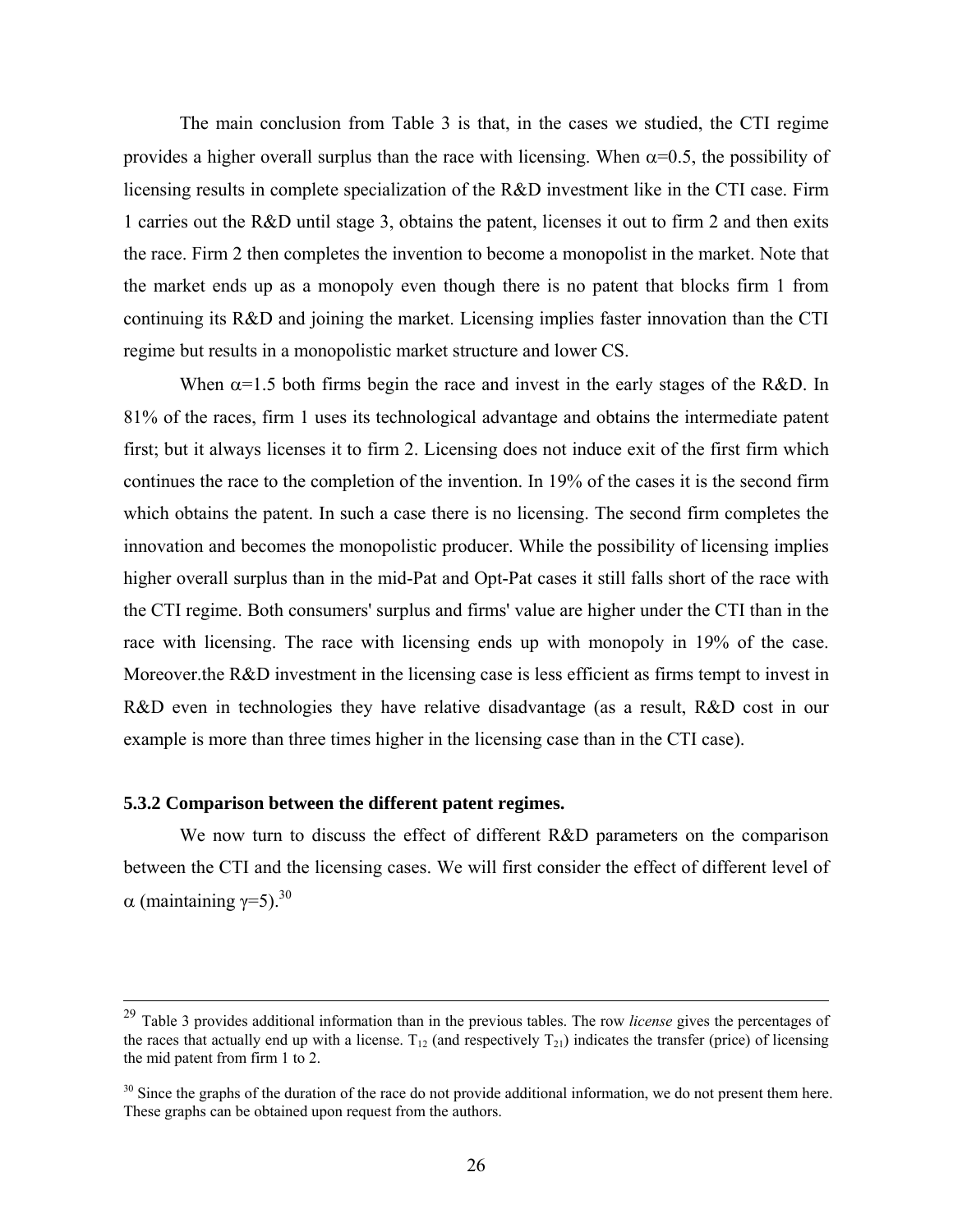The main conclusion from Table 3 is that, in the cases we studied, the CTI regime provides a higher overall surplus than the race with licensing. When $\alpha$=0.5, the possibility of licensing results in complete specialization of the R&D investment like in the CTI case. Firm 1 carries out the R&D until stage 3, obtains the patent, licenses it out to firm 2 and then exits the race. Firm 2 then completes the invention to become a monopolist in the market. Note that the market ends up as a monopoly even though there is no patent that blocks firm 1 from continuing its R&D and joining the market. Licensing implies faster innovation than the CTI regime but results in a monopolistic market structure and lower CS.

When $\alpha$=1.5 both firms begin the race and invest in the early stages of the R&D. In 81% of the races, firm 1 uses its technological advantage and obtains the intermediate patent first; but it always licenses it to firm 2. Licensing does not induce exit of the first firm which continues the race to the completion of the invention. In 19% of the cases it is the second firm which obtains the patent. In such a case there is no licensing. The second firm completes the innovation and becomes the monopolistic producer. While the possibility of licensing implies higher overall surplus than in the mid-Pat and Opt-Pat cases it still falls short of the race with the CTI regime. Both consumers' surplus and firms' value are higher under the CTI than in the race with licensing. The race with licensing ends up with monopoly in 19% of the case. Moreover.the R&D investment in the licensing case is less efficient as firms tempt to invest in R&D even in technologies they have relative disadvantage (as a result, R&D cost in our example is more than three times higher in the licensing case than in the CTI case).

### 5.3.2 Comparison between the different patent regimes.

We now turn to discuss the effect of different R&D parameters on the comparison between the CTI and the licensing cases. We will first consider the effect of different level of $\alpha$ (maintaining $\gamma$=5).[30]

---

[29] Table 3 provides additional information than in the previous tables. The row *license* gives the percentages of the races that actually end up with a license. $T_{12}$ (and respectively $T_{21}$) indicates the transfer (price) of licensing the mid patent from firm 1 to 2.

[30] Since the graphs of the duration of the race do not provide additional information, we do not present them here. These graphs can be obtained upon request from the authors.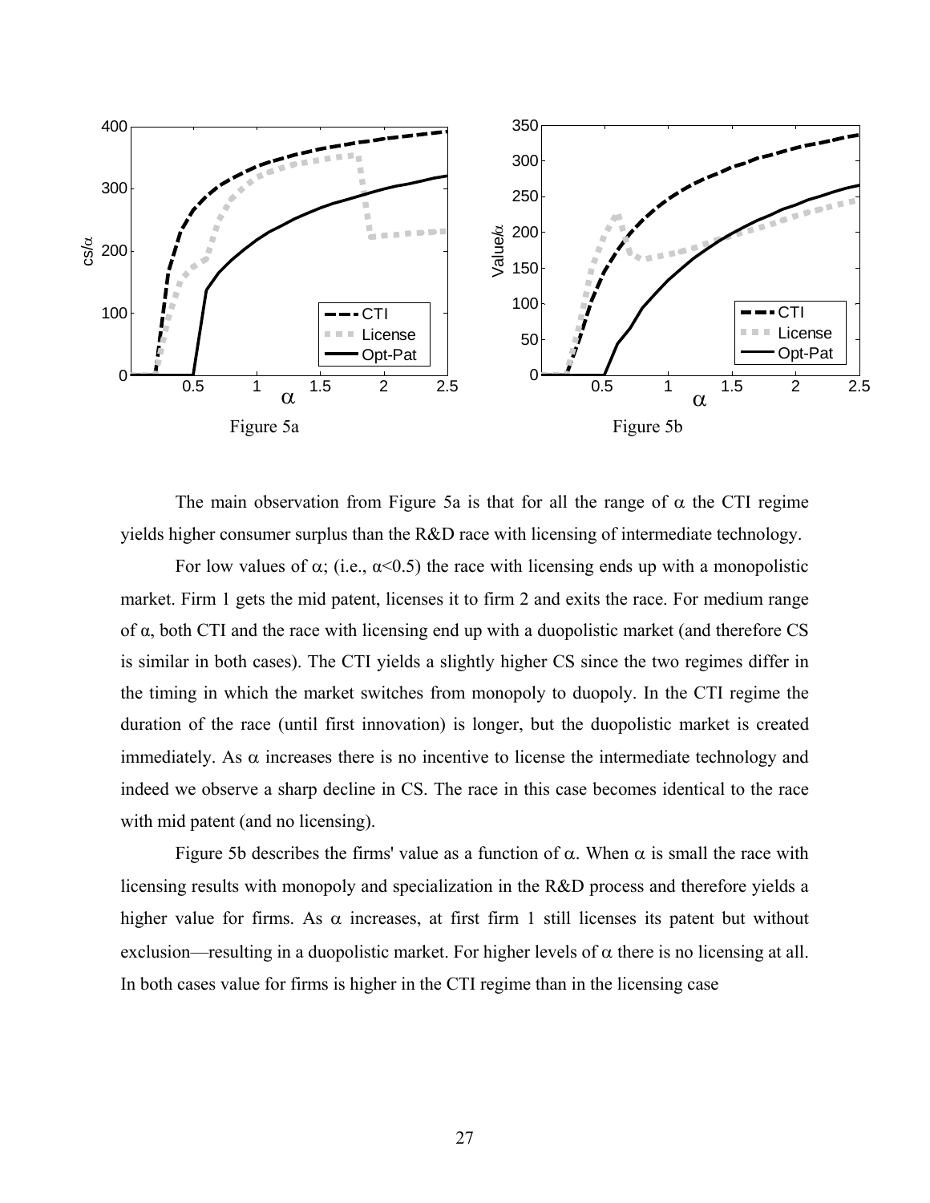Figure 5a

Figure 5b

The main observation from Figure 5a is that for all the range of $\alpha$ the CTI regime yields higher consumer surplus than the R&D race with licensing of intermediate technology.

For low values of $\alpha$; (i.e., $\alpha<0.5$) the race with licensing ends up with a monopolistic market. Firm 1 gets the mid patent, licenses it to firm 2 and exits the race. For medium range of $\alpha$, both CTI and the race with licensing end up with a duopolistic market (and therefore CS is similar in both cases). The CTI yields a slightly higher CS since the two regimes differ in the timing in which the market switches from monopoly to duopoly. In the CTI regime the duration of the race (until first innovation) is longer, but the duopolistic market is created immediately. As $\alpha$ increases there is no incentive to license the intermediate technology and indeed we observe a sharp decline in CS. The race in this case becomes identical to the race with mid patent (and no licensing).

Figure 5b describes the firms' value as a function of $\alpha$. When $\alpha$ is small the race with licensing results with monopoly and specialization in the R&D process and therefore yields a higher value for firms. As $\alpha$ increases, at first firm 1 still licenses its patent but without exclusion—resulting in a duopolistic market. For higher levels of $\alpha$ there is no licensing at all. In both cases value for firms is higher in the CTI regime than in the licensing case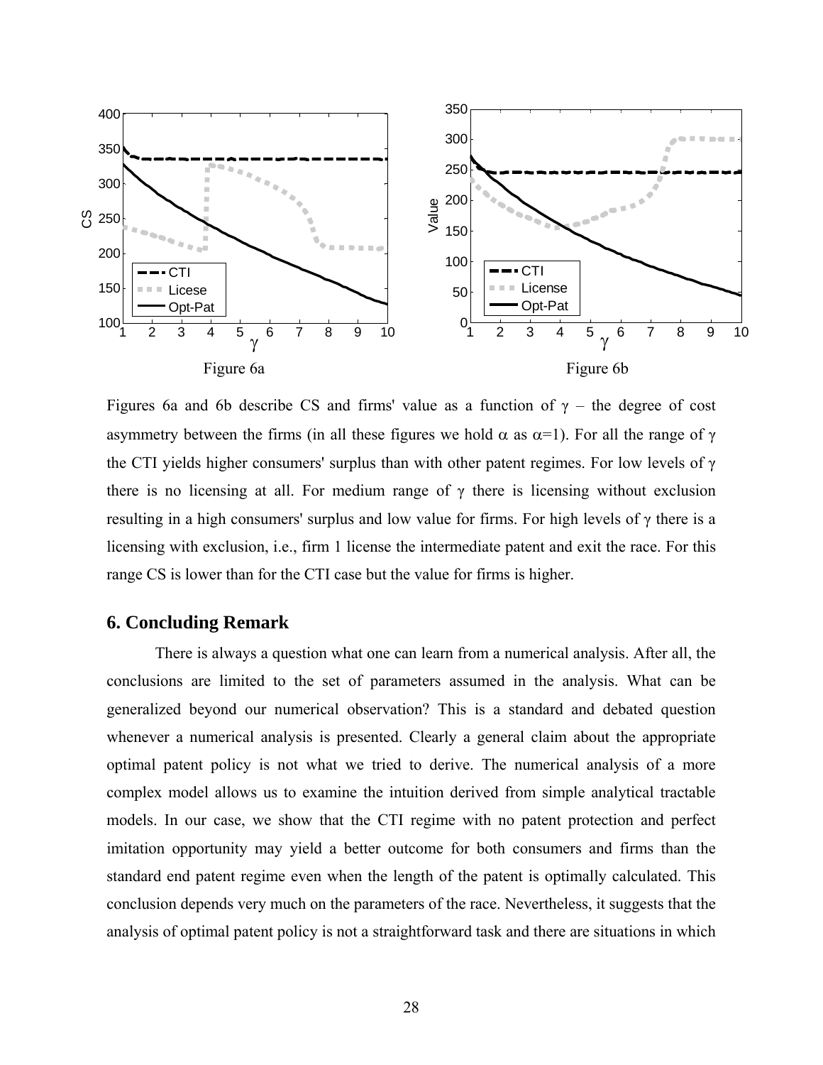Figure 6a

Figure 6b

Figures 6a and 6b describe CS and firms' value as a function of $\gamma$ – the degree of cost asymmetry between the firms (in all these figures we hold $\alpha$ as $\alpha$=1). For all the range of $\gamma$ the CTI yields higher consumers' surplus than with other patent regimes. For low levels of $\gamma$ there is no licensing at all. For medium range of $\gamma$ there is licensing without exclusion resulting in a high consumers' surplus and low value for firms. For high levels of $\gamma$ there is a licensing with exclusion, i.e., firm 1 license the intermediate patent and exit the race. For this range CS is lower than for the CTI case but the value for firms is higher.

## 6. Concluding Remark

There is always a question what one can learn from a numerical analysis. After all, the conclusions are limited to the set of parameters assumed in the analysis. What can be generalized beyond our numerical observation? This is a standard and debated question whenever a numerical analysis is presented. Clearly a general claim about the appropriate optimal patent policy is not what we tried to derive. The numerical analysis of a more complex model allows us to examine the intuition derived from simple analytical tractable models. In our case, we show that the CTI regime with no patent protection and perfect imitation opportunity may yield a better outcome for both consumers and firms than the standard end patent regime even when the length of the patent is optimally calculated. This conclusion depends very much on the parameters of the race. Nevertheless, it suggests that the analysis of optimal patent policy is not a straightforward task and there are situations in which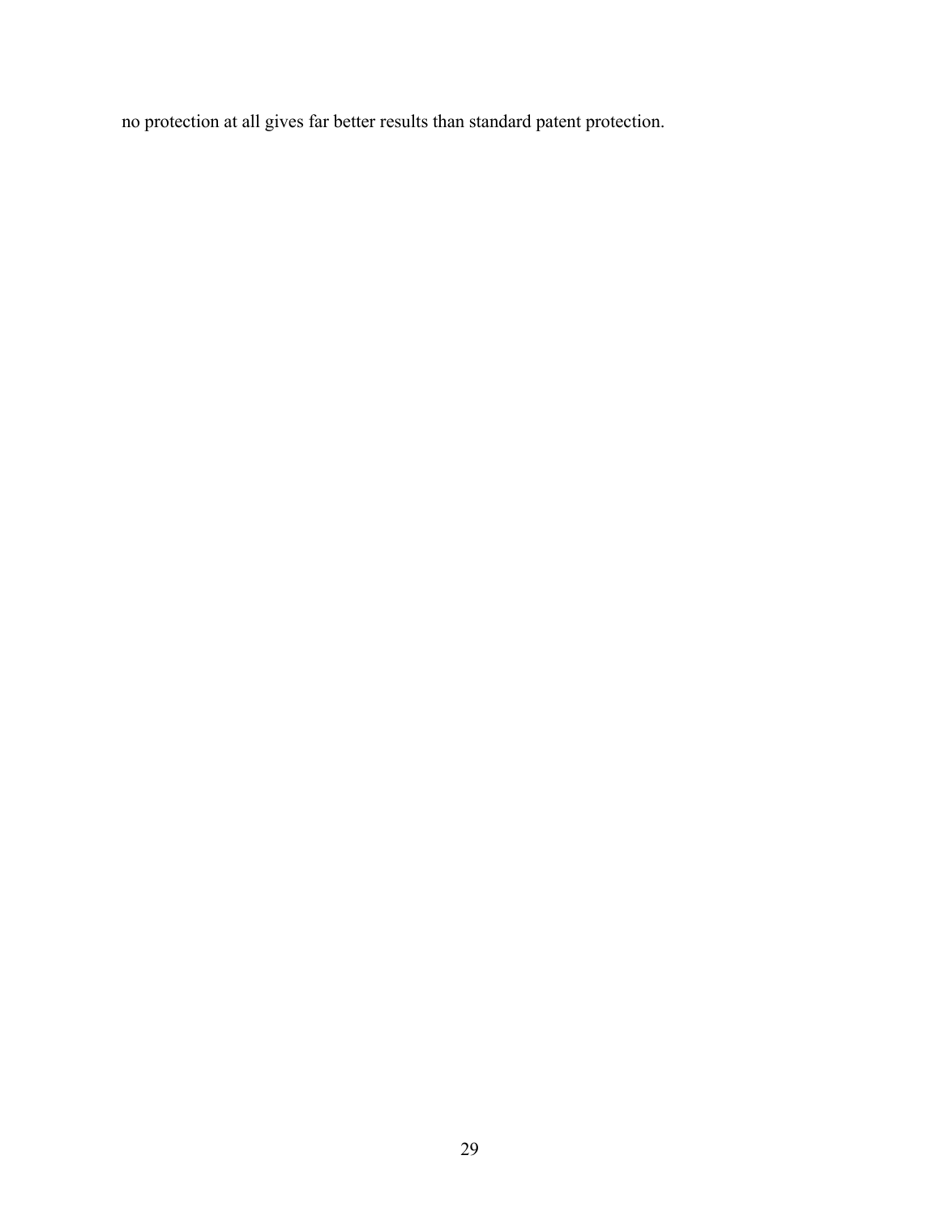no protection at all gives far better results than standard patent protection.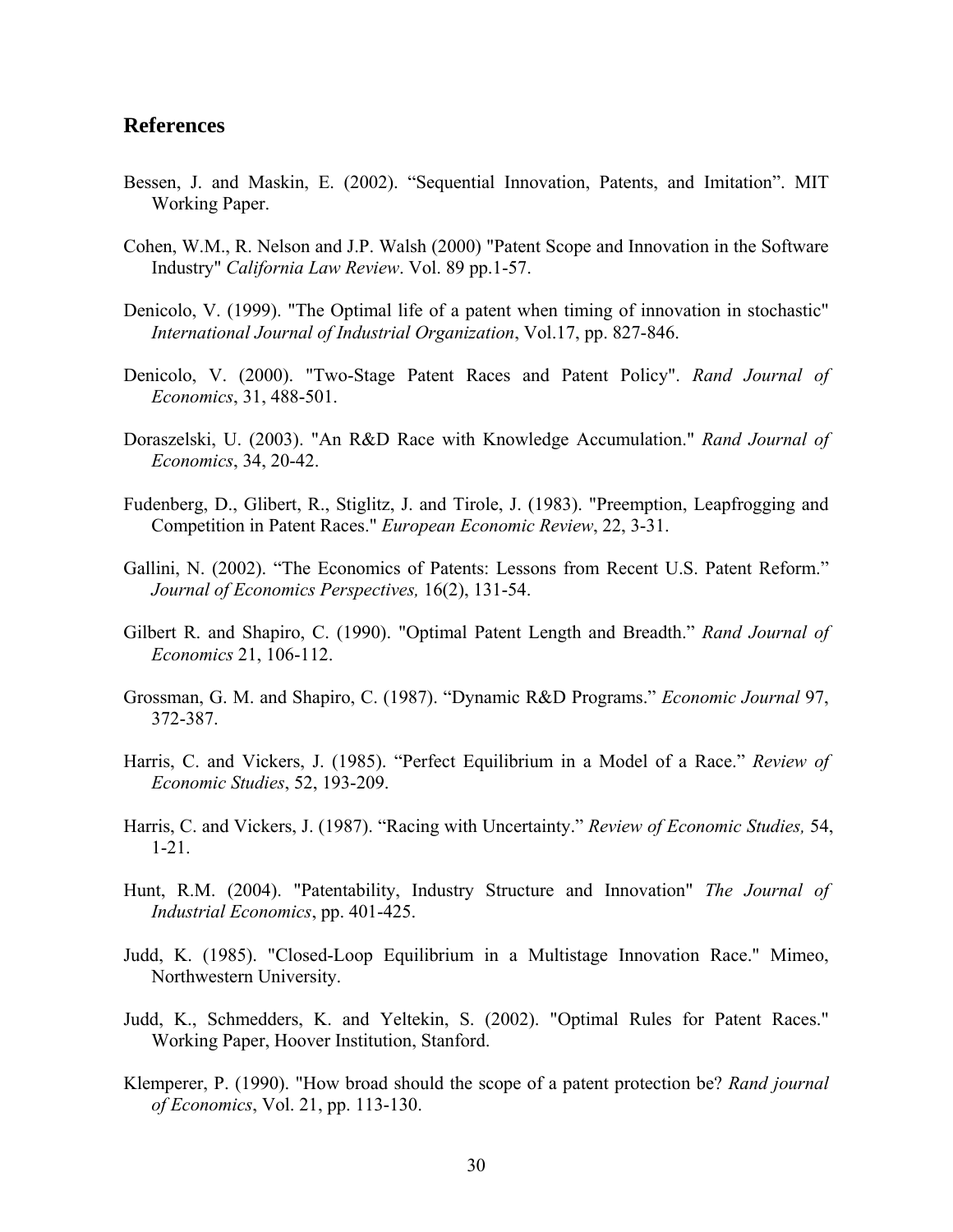## References

Bessen, J. and Maskin, E. (2002). “Sequential Innovation, Patents, and Imitation”. MIT Working Paper.

Cohen, W.M., R. Nelson and J.P. Walsh (2000) "Patent Scope and Innovation in the Software Industry" *California Law Review*. Vol. 89 pp.1-57.

Denicolo, V. (1999). "The Optimal life of a patent when timing of innovation in stochastic" *International Journal of Industrial Organization*, Vol.17, pp. 827-846.

Denicolo, V. (2000). "Two-Stage Patent Races and Patent Policy". *Rand Journal of Economics*, 31, 488-501.

Doraszelski, U. (2003). "An R&D Race with Knowledge Accumulation." *Rand Journal of Economics*, 34, 20-42.

Fudenberg, D., Glibert, R., Stiglitz, J. and Tirole, J. (1983). "Preemption, Leapfrogging and Competition in Patent Races." *European Economic Review*, 22, 3-31.

Gallini, N. (2002). “The Economics of Patents: Lessons from Recent U.S. Patent Reform.” *Journal of Economics Perspectives,* 16(2), 131-54.

Gilbert R. and Shapiro, C. (1990). "Optimal Patent Length and Breadth.” *Rand Journal of Economics* 21, 106-112.

Grossman, G. M. and Shapiro, C. (1987). “Dynamic R&D Programs.” *Economic Journal* 97, 372-387.

Harris, C. and Vickers, J. (1985). “Perfect Equilibrium in a Model of a Race.” *Review of Economic Studies*, 52, 193-209.

Harris, C. and Vickers, J. (1987). “Racing with Uncertainty.” *Review of Economic Studies,* 54, 1-21.

Hunt, R.M. (2004). "Patentability, Industry Structure and Innovation" *The Journal of Industrial Economics*, pp. 401-425.

Judd, K. (1985). "Closed-Loop Equilibrium in a Multistage Innovation Race." Mimeo, Northwestern University.

Judd, K., Schmedders, K. and Yeltekin, S. (2002). "Optimal Rules for Patent Races." Working Paper, Hoover Institution, Stanford.

Klemperer, P. (1990). "How broad should the scope of a patent protection be? *Rand journal of Economics*, Vol. 21, pp. 113-130.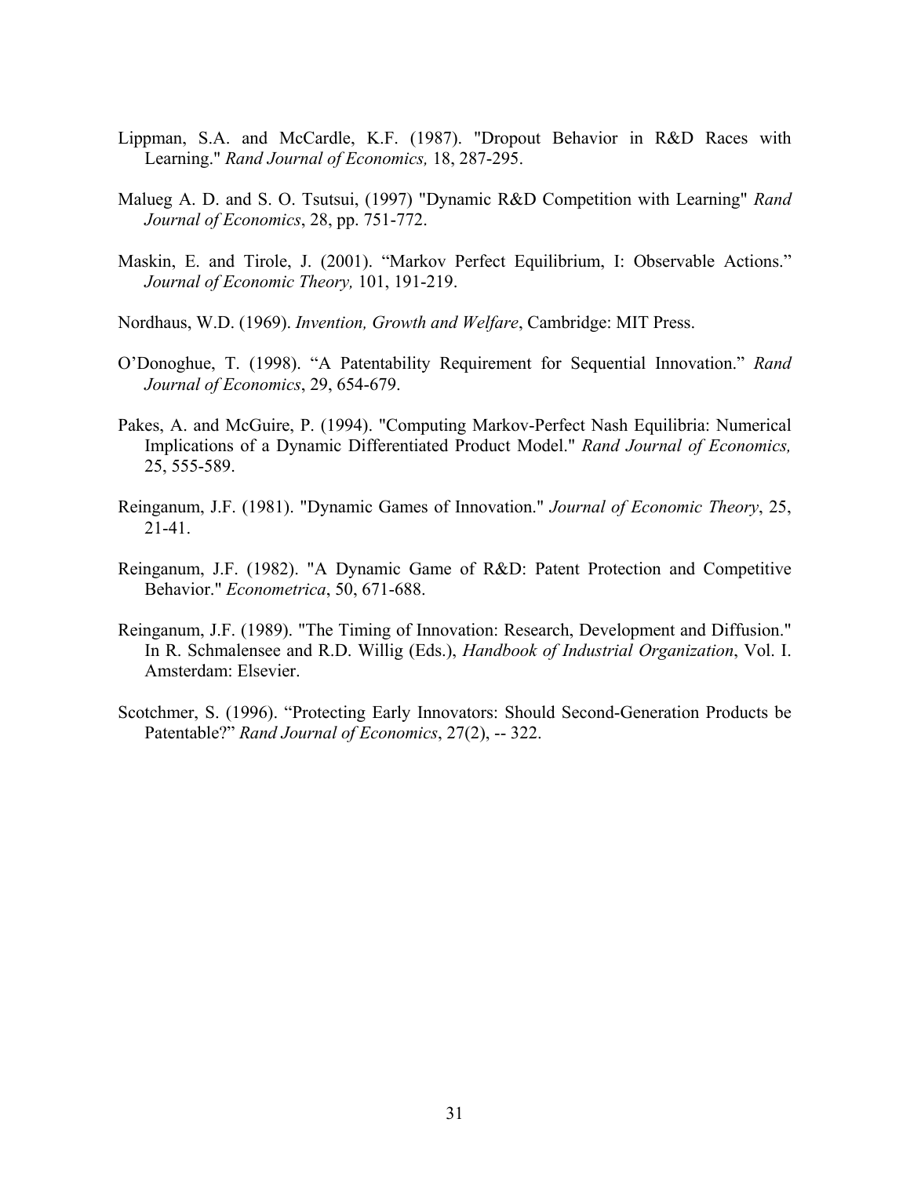Lippman, S.A. and McCardle, K.F. (1987). "Dropout Behavior in R&D Races with Learning." *Rand Journal of Economics,* 18, 287-295.

Malueg A. D. and S. O. Tsutsui, (1997) "Dynamic R&D Competition with Learning" *Rand Journal of Economics*, 28, pp. 751-772.

Maskin, E. and Tirole, J. (2001). "Markov Perfect Equilibrium, I: Observable Actions." *Journal of Economic Theory,* 101, 191-219.

Nordhaus, W.D. (1969). *Invention, Growth and Welfare*, Cambridge: MIT Press.

O'Donoghue, T. (1998). "A Patentability Requirement for Sequential Innovation." *Rand Journal of Economics*, 29, 654-679.

Pakes, A. and McGuire, P. (1994). "Computing Markov-Perfect Nash Equilibria: Numerical Implications of a Dynamic Differentiated Product Model." *Rand Journal of Economics,* 25, 555-589.

Reinganum, J.F. (1981). "Dynamic Games of Innovation." *Journal of Economic Theory*, 25, 21-41.

Reinganum, J.F. (1982). "A Dynamic Game of R&D: Patent Protection and Competitive Behavior." *Econometrica*, 50, 671-688.

Reinganum, J.F. (1989). "The Timing of Innovation: Research, Development and Diffusion." In R. Schmalensee and R.D. Willig (Eds.), *Handbook of Industrial Organization*, Vol. I. Amsterdam: Elsevier.

Scotchmer, S. (1996). "Protecting Early Innovators: Should Second-Generation Products be Patentable?" *Rand Journal of Economics*, 27(2), -- 322.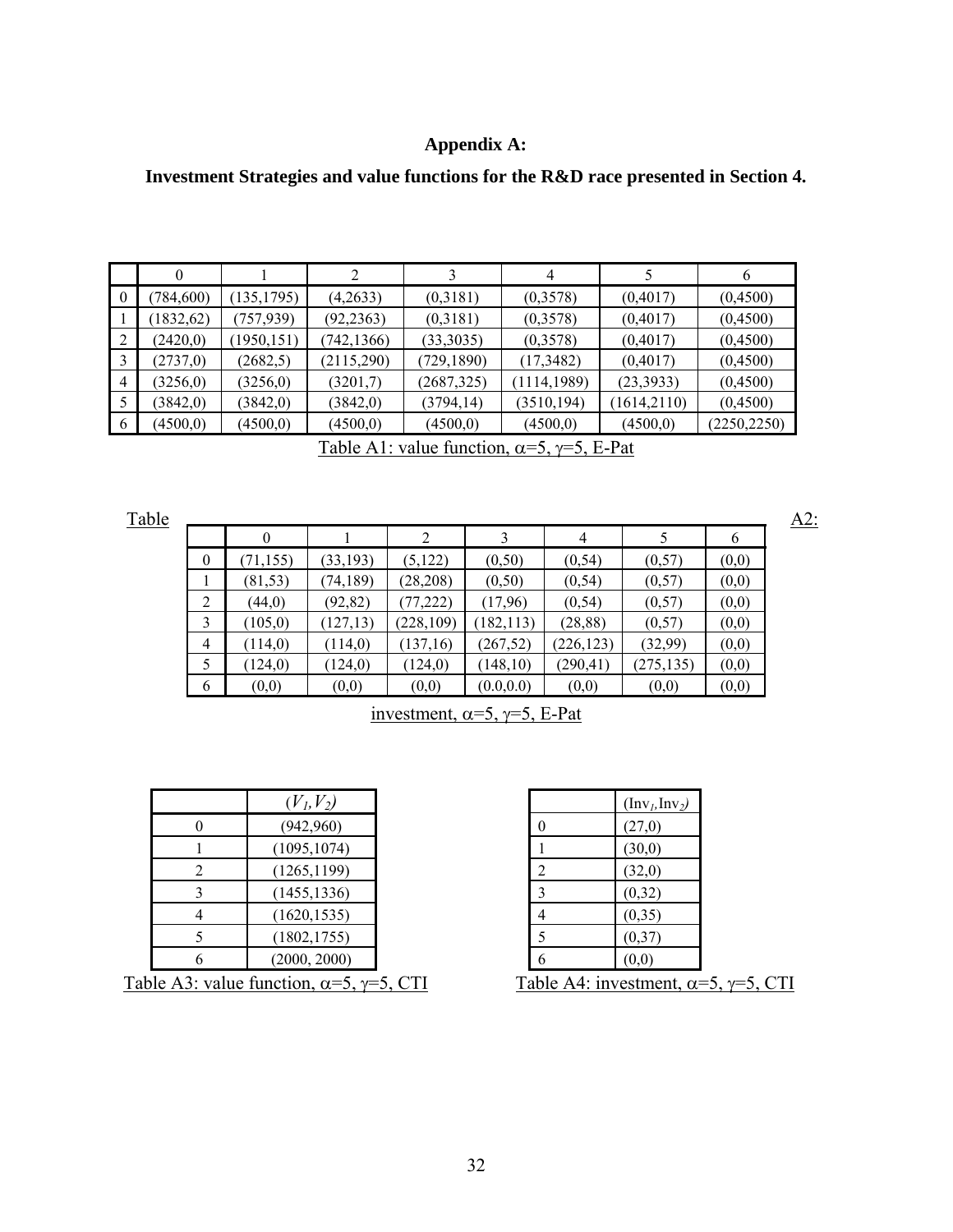**Appendix A:**

**Investment Strategies and value functions for the R&D race presented in Section 4.**

| | 0 | 1 | 2 | 3 | 4 | 5 | 6 |
|---|---|---|---|---|---|---|---|
| 0 | (784,600) | (135,1795) | (4,2633) | (0,3181) | (0,3578) | (0,4017) | (0,4500) |
| 1 | (1832,62) | (757,939) | (92,2363) | (0,3181) | (0,3578) | (0,4017) | (0,4500) |
| 2 | (2420,0) | (1950,151) | (742,1366) | (33,3035) | (0,3578) | (0,4017) | (0,4500) |
| 3 | (2737,0) | (2682,5) | (2115,290) | (729,1890) | (17,3482) | (0,4017) | (0,4500) |
| 4 | (3256,0) | (3256,0) | (3201,7) | (2687,325) | (1114,1989) | (23,3933) | (0,4500) |
| 5 | (3842,0) | (3842,0) | (3842,0) | (3794,14) | (3510,194) | (1614,2110) | (0,4500) |
| 6 | (4500,0) | (4500,0) | (4500,0) | (4500,0) | (4500,0) | (4500,0) | (2250,2250) |

Table A1: value function, $\alpha$=5, $\gamma$=5, E-Pat

| | 0 | 1 | 2 | 3 | 4 | 5 | 6 |
|---|---|---|---|---|---|---|---|
| 0 | (71,155) | (33,193) | (5,122) | (0,50) | (0,54) | (0,57) | (0,0) |
| 1 | (81,53) | (74,189) | (28,208) | (0,50) | (0,54) | (0,57) | (0,0) |
| 2 | (44,0) | (92,82) | (77,222) | (17,96) | (0,54) | (0,57) | (0,0) |
| 3 | (105,0) | (127,13) | (228,109) | (182,113) | (28,88) | (0,57) | (0,0) |
| 4 | (114,0) | (114,0) | (137,16) | (267,52) | (226,123) | (32,99) | (0,0) |
| 5 | (124,0) | (124,0) | (124,0) | (148,10) | (290,41) | (275,135) | (0,0) |
| 6 | (0,0) | (0,0) | (0,0) | (0.0,0.0) | (0,0) | (0,0) | (0,0) |

Table A2: investment, $\alpha$=5, $\gamma$=5, E-Pat

| | $(V_1,V_2)$ |
|---|---|
| 0 | (942,960) |
| 1 | (1095,1074) |
| 2 | (1265,1199) |
| 3 | (1455,1336) |
| 4 | (1620,1535) |
| 5 | (1802,1755) |
| 6 | (2000, 2000) |

Table A3: value function, $\alpha$=5, $\gamma$=5, CTI

| | $(\text{Inv}_1,\text{Inv}_2)$ |
|---|---|
| 0 | (27,0) |
| 1 | (30,0) |
| 2 | (32,0) |
| 3 | (0,32) |
| 4 | (0,35) |
| 5 | (0,37) |
| 6 | (0,0) |

Table A4: investment, $\alpha$=5, $\gamma$=5, CTI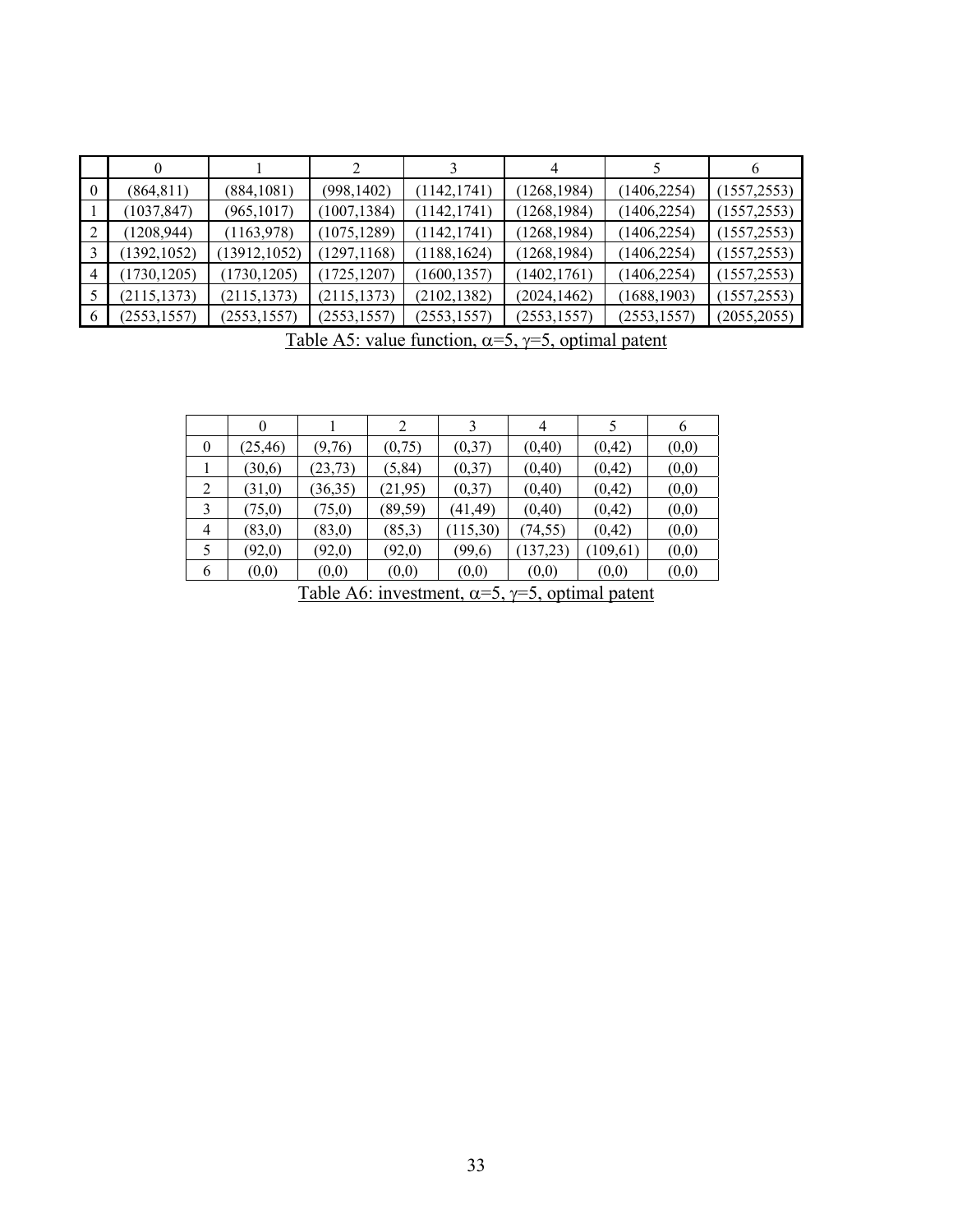| | 0 | 1 | 2 | 3 | 4 | 5 | 6 |
|---|---|---|---|---|---|---|---|
| 0 | (864,811) | (884,1081) | (998,1402) | (1142,1741) | (1268,1984) | (1406,2254) | (1557,2553) |
| 1 | (1037,847) | (965,1017) | (1007,1384) | (1142,1741) | (1268,1984) | (1406,2254) | (1557,2553) |
| 2 | (1208,944) | (1163,978) | (1075,1289) | (1142,1741) | (1268,1984) | (1406,2254) | (1557,2553) |
| 3 | (1392,1052) | (13912,1052) | (1297,1168) | (1188,1624) | (1268,1984) | (1406,2254) | (1557,2553) |
| 4 | (1730,1205) | (1730,1205) | (1725,1207) | (1600,1357) | (1402,1761) | (1406,2254) | (1557,2553) |
| 5 | (2115,1373) | (2115,1373) | (2115,1373) | (2102,1382) | (2024,1462) | (1688,1903) | (1557,2553) |
| 6 | (2553,1557) | (2553,1557) | (2553,1557) | (2553,1557) | (2553,1557) | (2553,1557) | (2055,2055) |

Table A5: value function, $\alpha$=5, $\gamma$=5, optimal patent

| | 0 | 1 | 2 | 3 | 4 | 5 | 6 |
|---|---|---|---|---|---|---|---|
| 0 | (25,46) | (9,76) | (0,75) | (0,37) | (0,40) | (0,42) | (0,0) |
| 1 | (30,6) | (23,73) | (5,84) | (0,37) | (0,40) | (0,42) | (0,0) |
| 2 | (31,0) | (36,35) | (21,95) | (0,37) | (0,40) | (0,42) | (0,0) |
| 3 | (75,0) | (75,0) | (89,59) | (41,49) | (0,40) | (0,42) | (0,0) |
| 4 | (83,0) | (83,0) | (85,3) | (115,30) | (74,55) | (0,42) | (0,0) |
| 5 | (92,0) | (92,0) | (92,0) | (99,6) | (137,23) | (109,61) | (0,0) |
| 6 | (0,0) | (0,0) | (0,0) | (0,0) | (0,0) | (0,0) | (0,0) |

Table A6: investment, $\alpha$=5, $\gamma$=5, optimal patent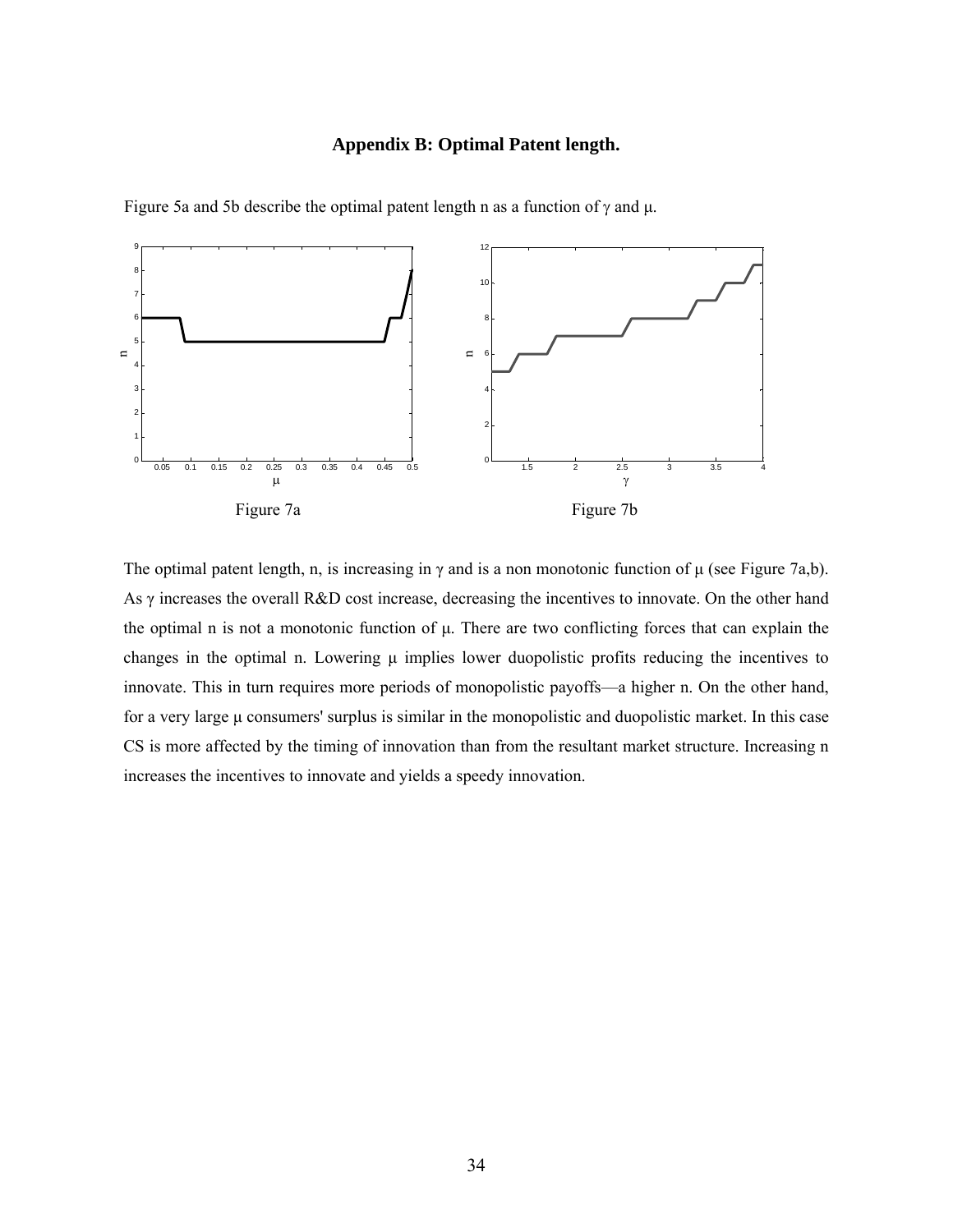## Appendix B: Optimal Patent length.

Figure 5a and 5b describe the optimal patent length n as a function of γ and μ.

9
8
7
6
5
4
3
2
1
0
n
0.05 0.1 0.15 0.2 0.25 0.3 0.35 0.4 0.45 0.5
μ

Figure 7a

12
10
8
6
4
2
0
n
1.5 2 2.5 3 3.5 4
γ

Figure 7b

The optimal patent length, n, is increasing in γ and is a non monotonic function of μ (see Figure 7a,b). As γ increases the overall R&D cost increase, decreasing the incentives to innovate. On the other hand the optimal n is not a monotonic function of μ. There are two conflicting forces that can explain the changes in the optimal n. Lowering μ implies lower duopolistic profits reducing the incentives to innovate. This in turn requires more periods of monopolistic payoffs—a higher n. On the other hand, for a very large μ consumers' surplus is similar in the monopolistic and duopolistic market. In this case CS is more affected by the timing of innovation than from the resultant market structure. Increasing n increases the incentives to innovate and yields a speedy innovation.